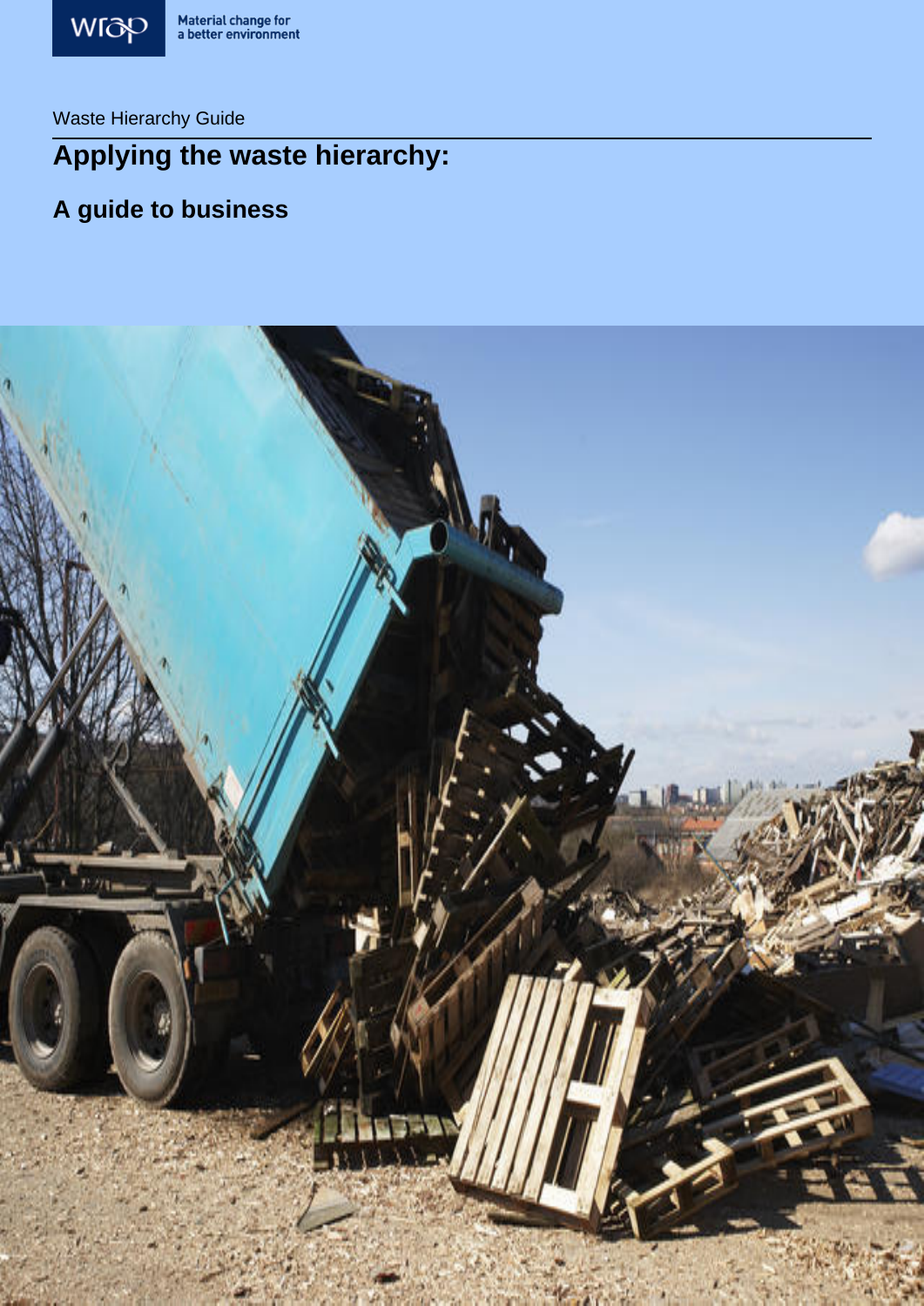Material change for a better environment

Waste Hierarchy Guide

# Applying the waste hierarchy:

## A guide to business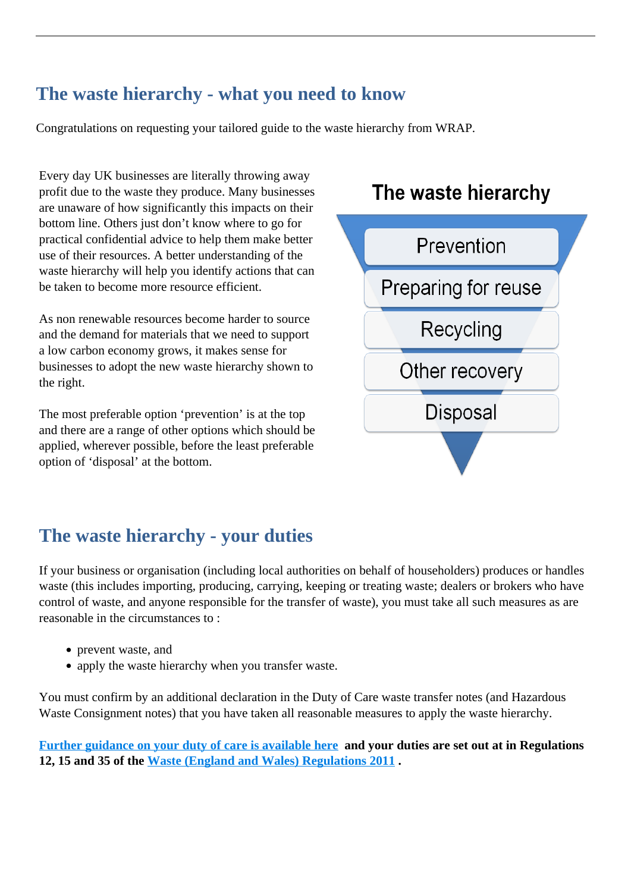## The waste hierarchy - what you need to know

Congratulations on requesting your tailored guide to the waste hierarchy from WRAP.

Every day UK businesses are literally throwing away profit due to the waste they produce. Many businesses are unaware of how significantly this impacts on their bottom line. Others just don't know where to go for practical confidential advice to help them make better use of their resources. A better understanding of the waste hierarchy will help you identify actions that can be taken to become more resource efficient.

As non renewable resources become harder to source and the demand for materials that we need to support a low carbon economy grows, it makes sense for businesses to adopt the new waste hierarchy shown to the right.

The most preferable option 'prevention' is at the top and there are a range of other options which should be applied, wherever possible, before the least preferable option of 'disposal' at the bottom.

**The waste hierarchy**

- Prevention
- Preparing for reuse
- Recycling
- Other recovery
- Disposal

## The waste hierarchy - your duties

If your business or organisation (including local authorities on behalf of householders) produces or handles waste (this includes importing, producing, carrying, keeping or treating waste; dealers or brokers who have control of waste, and anyone responsible for the transfer of waste), you must take all such measures as are reasonable in the circumstances to :

- prevent waste, and
- apply the waste hierarchy when you transfer waste.

You must confirm by an additional declaration in the Duty of Care waste transfer notes (and Hazardous Waste Consignment notes) that you have taken all reasonable measures to apply the waste hierarchy.

**Further guidance on your duty of care is available here and your duties are set out at in Regulations 12, 15 and 35 of the Waste (England and Wales) Regulations 2011 .**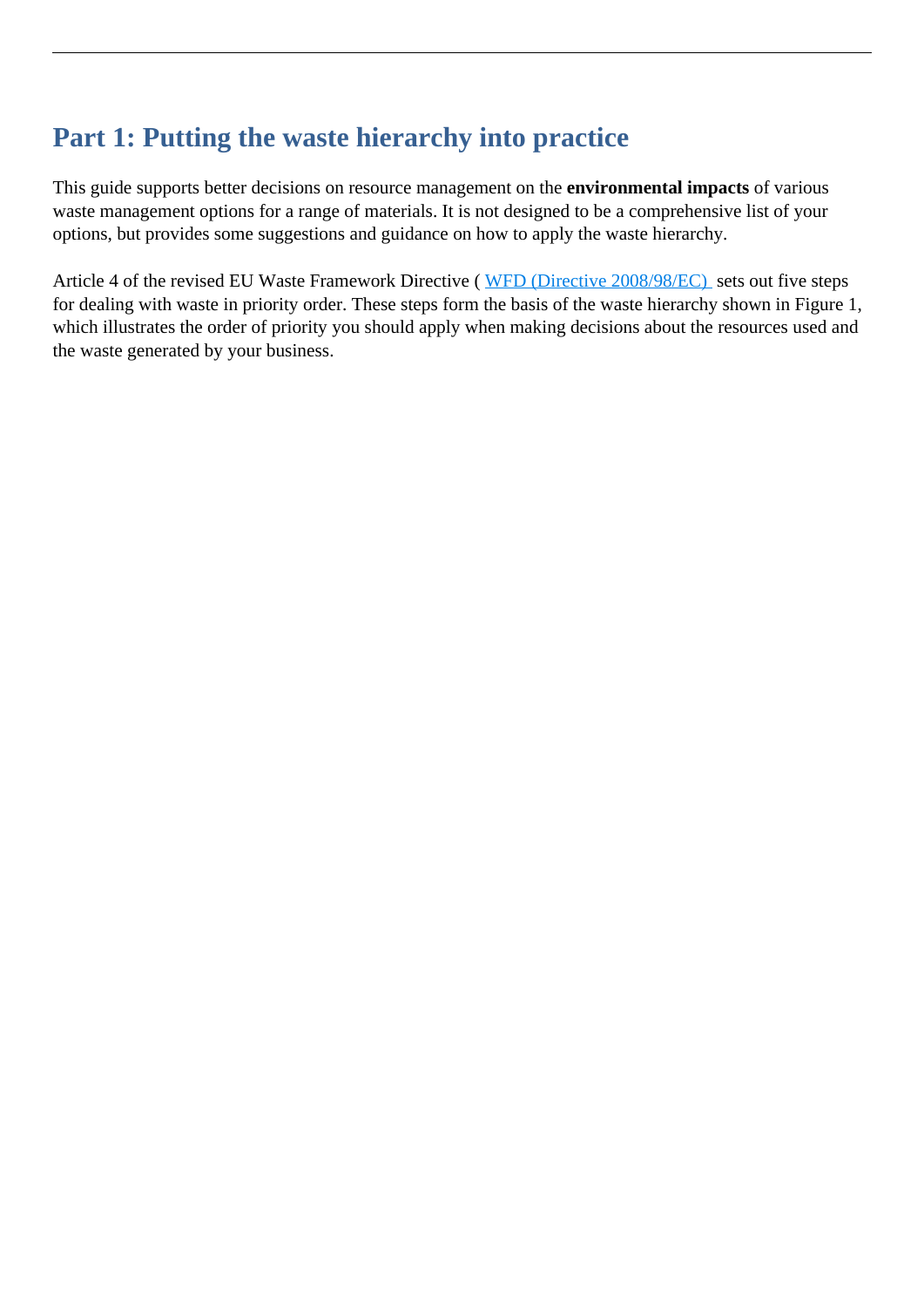# Part 1: Putting the waste hierarchy into practice

This guide supports better decisions on resource management on the **environmental impacts** of various waste management options for a range of materials. It is not designed to be a comprehensive list of your options, but provides some suggestions and guidance on how to apply the waste hierarchy.

Article 4 of the revised EU Waste Framework Directive ( WFD (Directive 2008/98/EC) sets out five steps for dealing with waste in priority order. These steps form the basis of the waste hierarchy shown in Figure 1, which illustrates the order of priority you should apply when making decisions about the resources used and the waste generated by your business.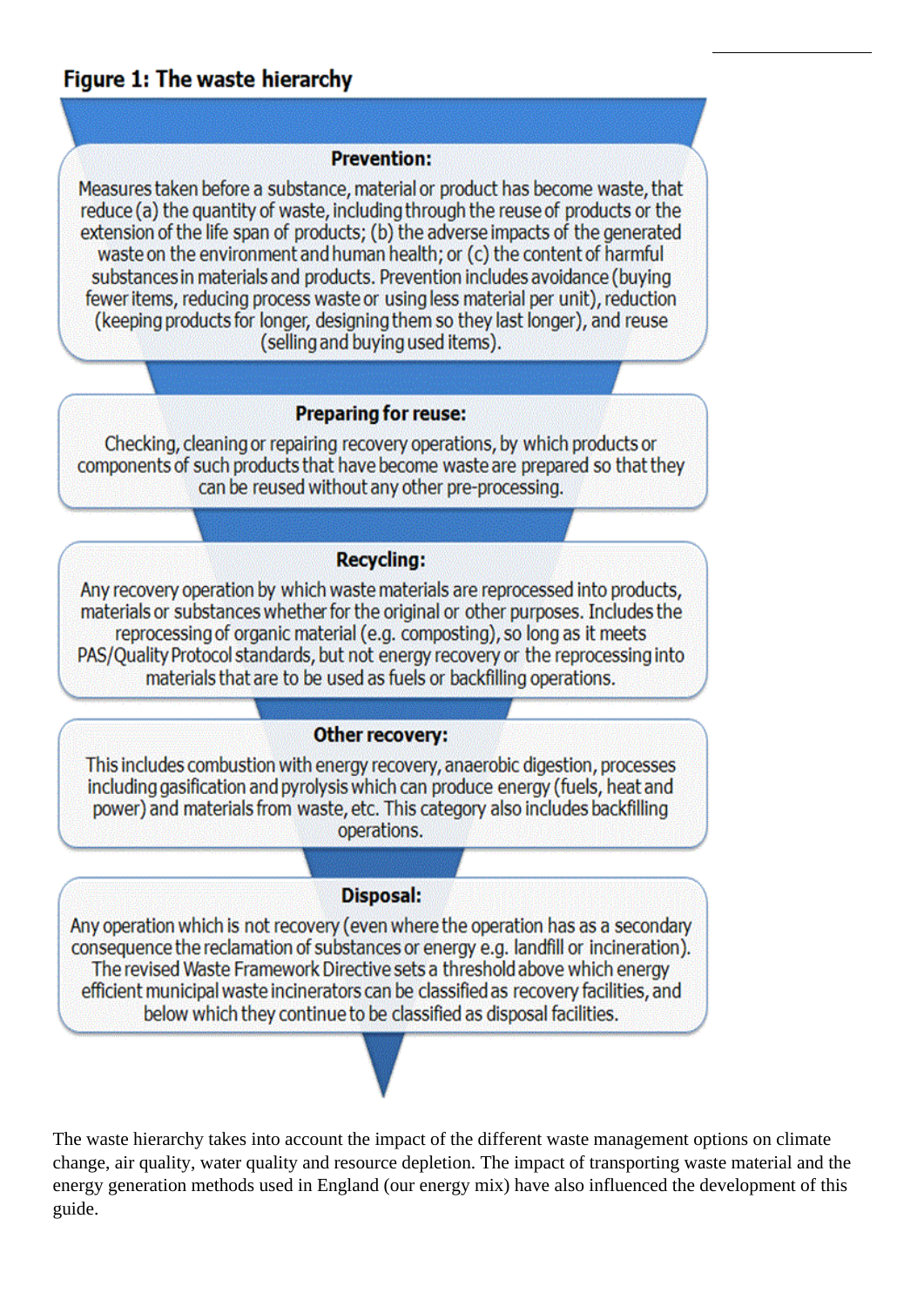**Figure 1: The waste hierarchy**

**Prevention:**

Measures taken before a substance, material or product has become waste, that reduce (a) the quantity of waste, including through the reuse of products or the extension of the life span of products; (b) the adverse impacts of the generated waste on the environment and human health; or (c) the content of harmful substances in materials and products. Prevention includes avoidance (buying fewer items, reducing process waste or using less material per unit), reduction (keeping products for longer, designing them so they last longer), and reuse (selling and buying used items).

**Preparing for reuse:**

Checking, cleaning or repairing recovery operations, by which products or components of such products that have become waste are prepared so that they can be reused without any other pre-processing.

**Recycling:**

Any recovery operation by which waste materials are reprocessed into products, materials or substances whether for the original or other purposes. Includes the reprocessing of organic material (e.g. composting), so long as it meets PAS/Quality Protocol standards, but not energy recovery or the reprocessing into materials that are to be used as fuels or backfilling operations.

**Other recovery:**

This includes combustion with energy recovery, anaerobic digestion, processes including gasification and pyrolysis which can produce energy (fuels, heat and power) and materials from waste, etc. This category also includes backfilling operations.

**Disposal:**

Any operation which is not recovery (even where the operation has as a secondary consequence the reclamation of substances or energy e.g. landfill or incineration). The revised Waste Framework Directive sets a threshold above which energy efficient municipal waste incinerators can be classified as recovery facilities, and below which they continue to be classified as disposal facilities.

The waste hierarchy takes into account the impact of the different waste management options on climate change, air quality, water quality and resource depletion. The impact of transporting waste material and the energy generation methods used in England (our energy mix) have also influenced the development of this guide.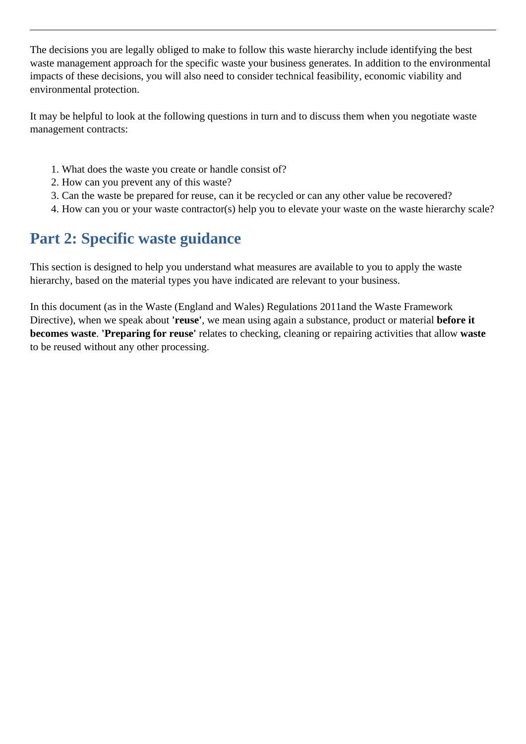The decisions you are legally obliged to make to follow this waste hierarchy include identifying the best waste management approach for the specific waste your business generates. In addition to the environmental impacts of these decisions, you will also need to consider technical feasibility, economic viability and environmental protection.

It may be helpful to look at the following questions in turn and to discuss them when you negotiate waste management contracts:

1. What does the waste you create or handle consist of?
2. How can you prevent any of this waste?
3. Can the waste be prepared for reuse, can it be recycled or can any other value be recovered?
4. How can you or your waste contractor(s) help you to elevate your waste on the waste hierarchy scale?

## Part 2: Specific waste guidance

This section is designed to help you understand what measures are available to you to apply the waste hierarchy, based on the material types you have indicated are relevant to your business.

In this document (as in the Waste (England and Wales) Regulations 2011and the Waste Framework Directive), when we speak about **'reuse'**, we mean using again a substance, product or material **before it becomes waste**. **'Preparing for reuse'** relates to checking, cleaning or repairing activities that allow **waste** to be reused without any other processing.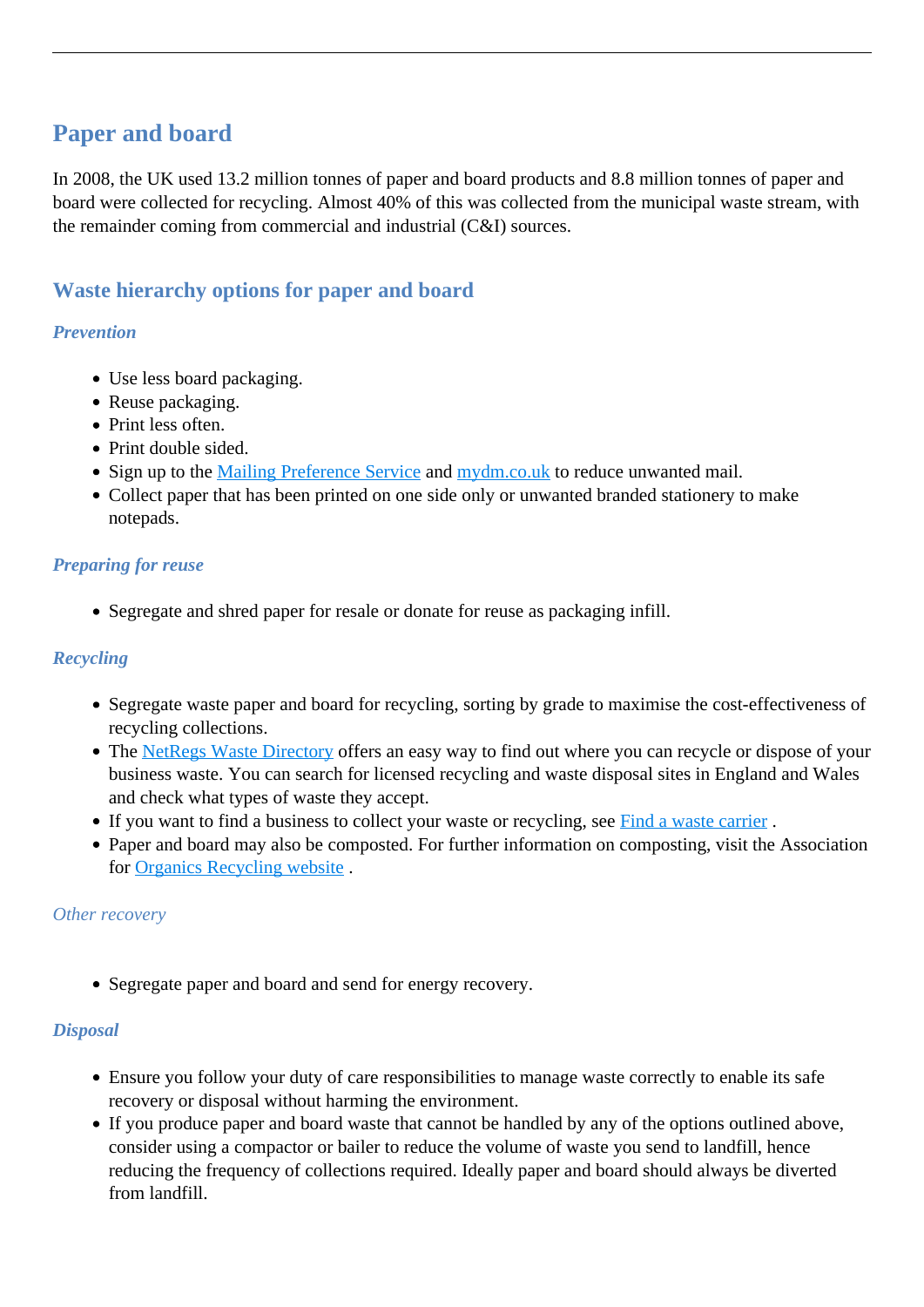## Paper and board

In 2008, the UK used 13.2 million tonnes of paper and board products and 8.8 million tonnes of paper and board were collected for recycling. Almost 40% of this was collected from the municipal waste stream, with the remainder coming from commercial and industrial (C&I) sources.

### Waste hierarchy options for paper and board

#### *Prevention*

- Use less board packaging.
- Reuse packaging.
- Print less often.
- Print double sided.
- Sign up to the Mailing Preference Service and mydm.co.uk to reduce unwanted mail.
- Collect paper that has been printed on one side only or unwanted branded stationery to make notepads.

#### *Preparing for reuse*

- Segregate and shred paper for resale or donate for reuse as packaging infill.

#### *Recycling*

- Segregate waste paper and board for recycling, sorting by grade to maximise the cost-effectiveness of recycling collections.
- The NetRegs Waste Directory offers an easy way to find out where you can recycle or dispose of your business waste. You can search for licensed recycling and waste disposal sites in England and Wales and check what types of waste they accept.
- If you want to find a business to collect your waste or recycling, see Find a waste carrier .
- Paper and board may also be composted. For further information on composting, visit the Association for Organics Recycling website .

#### *Other recovery*

- Segregate paper and board and send for energy recovery.

#### *Disposal*

- Ensure you follow your duty of care responsibilities to manage waste correctly to enable its safe recovery or disposal without harming the environment.
- If you produce paper and board waste that cannot be handled by any of the options outlined above, consider using a compactor or bailer to reduce the volume of waste you send to landfill, hence reducing the frequency of collections required. Ideally paper and board should always be diverted from landfill.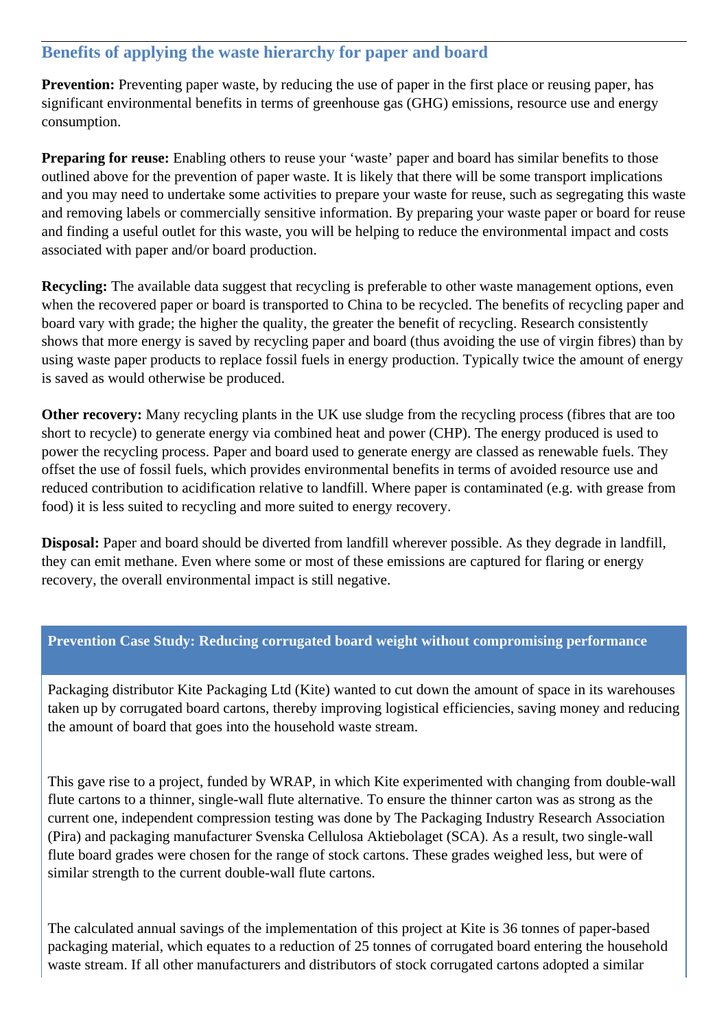## Benefits of applying the waste hierarchy for paper and board

**Prevention:** Preventing paper waste, by reducing the use of paper in the first place or reusing paper, has significant environmental benefits in terms of greenhouse gas (GHG) emissions, resource use and energy consumption.

**Preparing for reuse:** Enabling others to reuse your 'waste' paper and board has similar benefits to those outlined above for the prevention of paper waste. It is likely that there will be some transport implications and you may need to undertake some activities to prepare your waste for reuse, such as segregating this waste and removing labels or commercially sensitive information. By preparing your waste paper or board for reuse and finding a useful outlet for this waste, you will be helping to reduce the environmental impact and costs associated with paper and/or board production.

**Recycling:** The available data suggest that recycling is preferable to other waste management options, even when the recovered paper or board is transported to China to be recycled. The benefits of recycling paper and board vary with grade; the higher the quality, the greater the benefit of recycling. Research consistently shows that more energy is saved by recycling paper and board (thus avoiding the use of virgin fibres) than by using waste paper products to replace fossil fuels in energy production. Typically twice the amount of energy is saved as would otherwise be produced.

**Other recovery:** Many recycling plants in the UK use sludge from the recycling process (fibres that are too short to recycle) to generate energy via combined heat and power (CHP). The energy produced is used to power the recycling process. Paper and board used to generate energy are classed as renewable fuels. They offset the use of fossil fuels, which provides environmental benefits in terms of avoided resource use and reduced contribution to acidification relative to landfill. Where paper is contaminated (e.g. with grease from food) it is less suited to recycling and more suited to energy recovery.

**Disposal:** Paper and board should be diverted from landfill wherever possible. As they degrade in landfill, they can emit methane. Even where some or most of these emissions are captured for flaring or energy recovery, the overall environmental impact is still negative.

### Prevention Case Study: Reducing corrugated board weight without compromising performance

Packaging distributor Kite Packaging Ltd (Kite) wanted to cut down the amount of space in its warehouses taken up by corrugated board cartons, thereby improving logistical efficiencies, saving money and reducing the amount of board that goes into the household waste stream.

This gave rise to a project, funded by WRAP, in which Kite experimented with changing from double-wall flute cartons to a thinner, single-wall flute alternative. To ensure the thinner carton was as strong as the current one, independent compression testing was done by The Packaging Industry Research Association (Pira) and packaging manufacturer Svenska Cellulosa Aktiebolaget (SCA). As a result, two single-wall flute board grades were chosen for the range of stock cartons. These grades weighed less, but were of similar strength to the current double-wall flute cartons.

The calculated annual savings of the implementation of this project at Kite is 36 tonnes of paper-based packaging material, which equates to a reduction of 25 tonnes of corrugated board entering the household waste stream. If all other manufacturers and distributors of stock corrugated cartons adopted a similar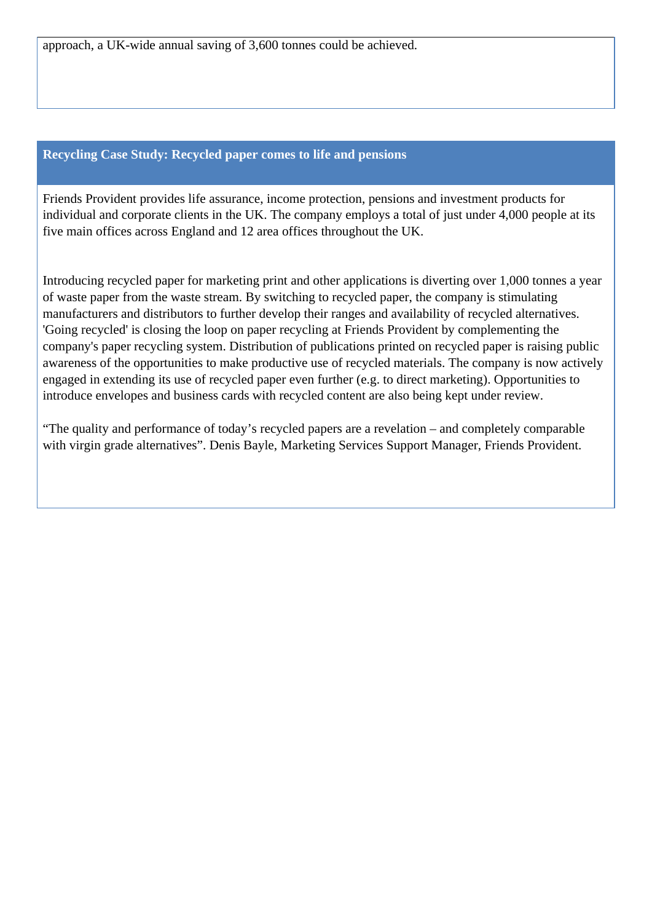approach, a UK-wide annual saving of 3,600 tonnes could be achieved.

**Recycling Case Study: Recycled paper comes to life and pensions**

Friends Provident provides life assurance, income protection, pensions and investment products for individual and corporate clients in the UK. The company employs a total of just under 4,000 people at its five main offices across England and 12 area offices throughout the UK.

Introducing recycled paper for marketing print and other applications is diverting over 1,000 tonnes a year of waste paper from the waste stream. By switching to recycled paper, the company is stimulating manufacturers and distributors to further develop their ranges and availability of recycled alternatives. 'Going recycled' is closing the loop on paper recycling at Friends Provident by complementing the company's paper recycling system. Distribution of publications printed on recycled paper is raising public awareness of the opportunities to make productive use of recycled materials. The company is now actively engaged in extending its use of recycled paper even further (e.g. to direct marketing). Opportunities to introduce envelopes and business cards with recycled content are also being kept under review.

“The quality and performance of today’s recycled papers are a revelation – and completely comparable with virgin grade alternatives”. Denis Bayle, Marketing Services Support Manager, Friends Provident.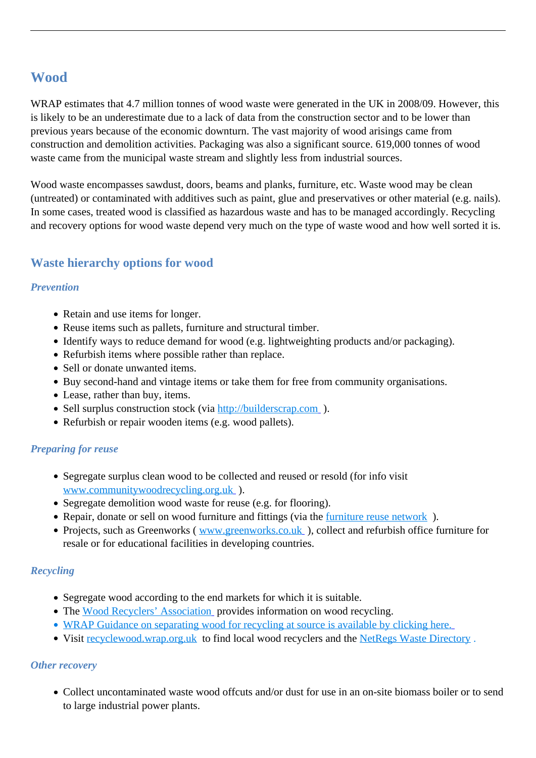## Wood

WRAP estimates that 4.7 million tonnes of wood waste were generated in the UK in 2008/09. However, this is likely to be an underestimate due to a lack of data from the construction sector and to be lower than previous years because of the economic downturn. The vast majority of wood arisings came from construction and demolition activities. Packaging was also a significant source. 619,000 tonnes of wood waste came from the municipal waste stream and slightly less from industrial sources.

Wood waste encompasses sawdust, doors, beams and planks, furniture, etc. Waste wood may be clean (untreated) or contaminated with additives such as paint, glue and preservatives or other material (e.g. nails). In some cases, treated wood is classified as hazardous waste and has to be managed accordingly. Recycling and recovery options for wood waste depend very much on the type of waste wood and how well sorted it is.

### Waste hierarchy options for wood

#### *Prevention*

- Retain and use items for longer.
- Reuse items such as pallets, furniture and structural timber.
- Identify ways to reduce demand for wood (e.g. lightweighting products and/or packaging).
- Refurbish items where possible rather than replace.
- Sell or donate unwanted items.
- Buy second-hand and vintage items or take them for free from community organisations.
- Lease, rather than buy, items.
- Sell surplus construction stock (via http://builderscrap.com ).
- Refurbish or repair wooden items (e.g. wood pallets).

#### *Preparing for reuse*

- Segregate surplus clean wood to be collected and reused or resold (for info visit www.communitywoodrecycling.org.uk ).
- Segregate demolition wood waste for reuse (e.g. for flooring).
- Repair, donate or sell on wood furniture and fittings (via the furniture reuse network ).
- Projects, such as Greenworks ( www.greenworks.co.uk ), collect and refurbish office furniture for resale or for educational facilities in developing countries.

#### *Recycling*

- Segregate wood according to the end markets for which it is suitable.
- The Wood Recyclers' Association provides information on wood recycling.
- WRAP Guidance on separating wood for recycling at source is available by clicking here.
- Visit recyclewood.wrap.org.uk to find local wood recyclers and the NetRegs Waste Directory .

#### *Other recovery*

- Collect uncontaminated waste wood offcuts and/or dust for use in an on-site biomass boiler or to send to large industrial power plants.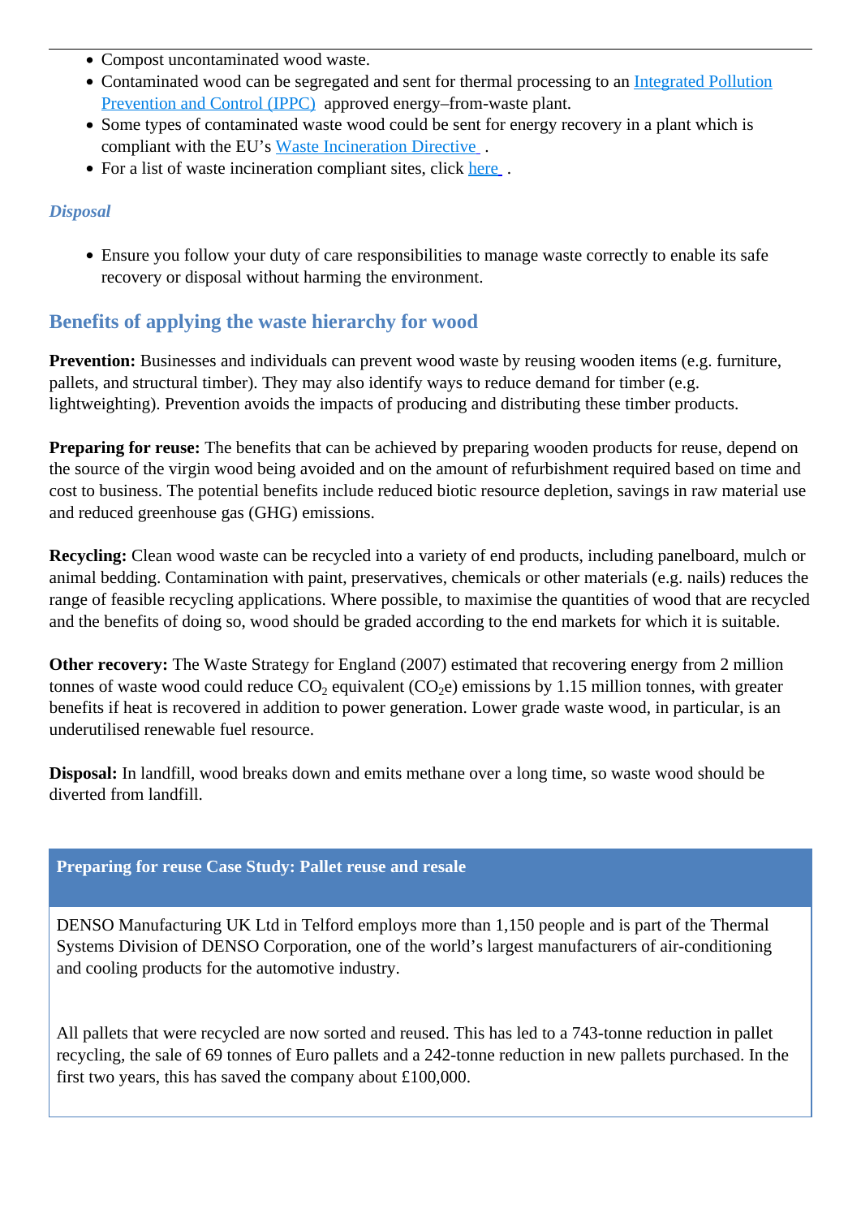- Compost uncontaminated wood waste.
- Contaminated wood can be segregated and sent for thermal processing to an [Integrated Pollution Prevention and Control (IPPC)](#) approved energy–from-waste plant.
- Some types of contaminated waste wood could be sent for energy recovery in a plant which is compliant with the EU's [Waste Incineration Directive](#) .
- For a list of waste incineration compliant sites, click [here](#) .

### *Disposal*

- Ensure you follow your duty of care responsibilities to manage waste correctly to enable its safe recovery or disposal without harming the environment.

## Benefits of applying the waste hierarchy for wood

**Prevention:** Businesses and individuals can prevent wood waste by reusing wooden items (e.g. furniture, pallets, and structural timber). They may also identify ways to reduce demand for timber (e.g. lightweighting). Prevention avoids the impacts of producing and distributing these timber products.

**Preparing for reuse:** The benefits that can be achieved by preparing wooden products for reuse, depend on the source of the virgin wood being avoided and on the amount of refurbishment required based on time and cost to business. The potential benefits include reduced biotic resource depletion, savings in raw material use and reduced greenhouse gas (GHG) emissions.

**Recycling:** Clean wood waste can be recycled into a variety of end products, including panelboard, mulch or animal bedding. Contamination with paint, preservatives, chemicals or other materials (e.g. nails) reduces the range of feasible recycling applications. Where possible, to maximise the quantities of wood that are recycled and the benefits of doing so, wood should be graded according to the end markets for which it is suitable.

**Other recovery:** The Waste Strategy for England (2007) estimated that recovering energy from 2 million tonnes of waste wood could reduce $CO_2$ equivalent ($CO_2e$) emissions by 1.15 million tonnes, with greater benefits if heat is recovered in addition to power generation. Lower grade waste wood, in particular, is an underutilised renewable fuel resource.

**Disposal:** In landfill, wood breaks down and emits methane over a long time, so waste wood should be diverted from landfill.

**Preparing for reuse Case Study: Pallet reuse and resale**

DENSO Manufacturing UK Ltd in Telford employs more than 1,150 people and is part of the Thermal Systems Division of DENSO Corporation, one of the world's largest manufacturers of air-conditioning and cooling products for the automotive industry.

All pallets that were recycled are now sorted and reused. This has led to a 743-tonne reduction in pallet recycling, the sale of 69 tonnes of Euro pallets and a 242-tonne reduction in new pallets purchased. In the first two years, this has saved the company about £100,000.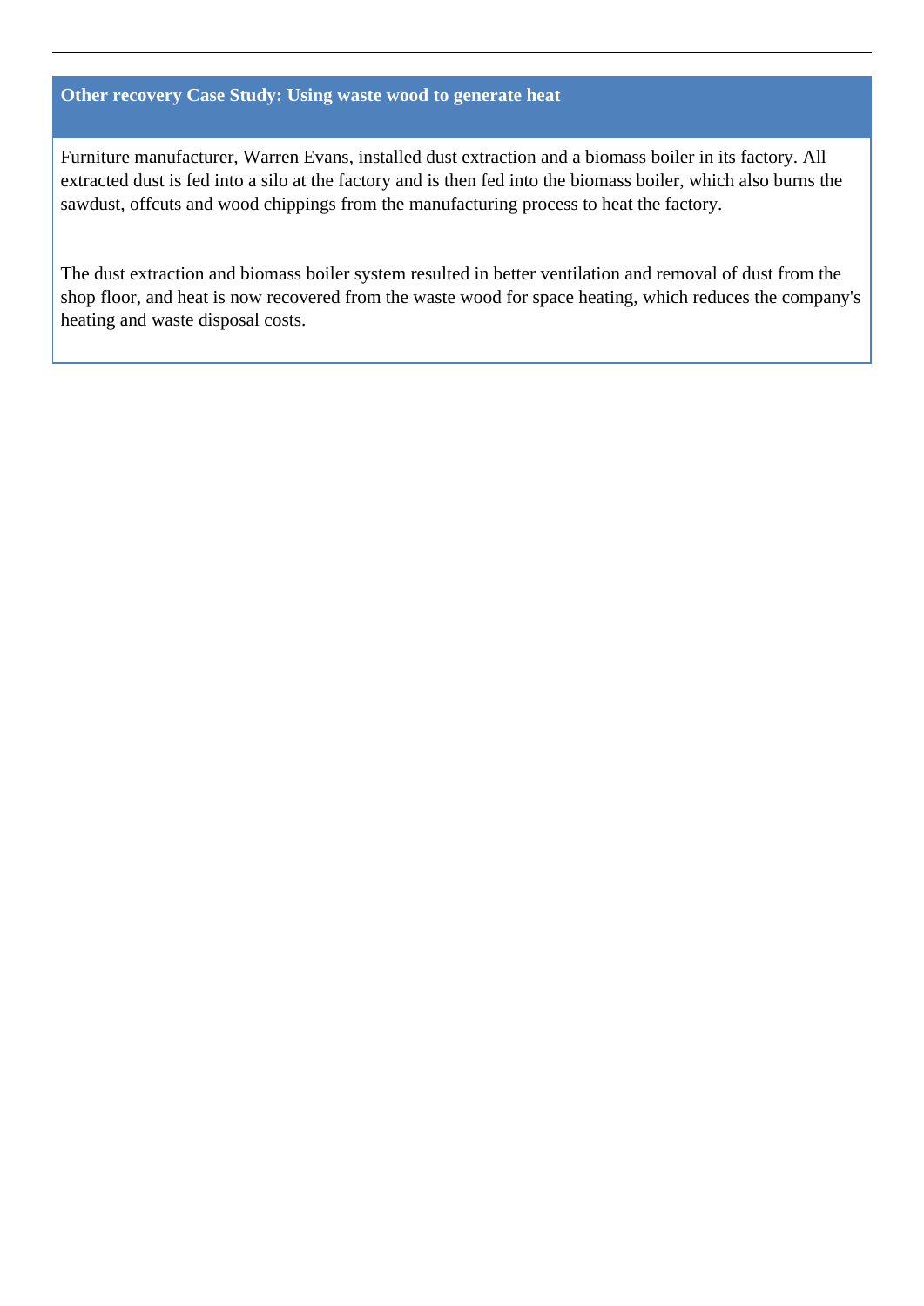### Other recovery Case Study: Using waste wood to generate heat

Furniture manufacturer, Warren Evans, installed dust extraction and a biomass boiler in its factory. All extracted dust is fed into a silo at the factory and is then fed into the biomass boiler, which also burns the sawdust, offcuts and wood chippings from the manufacturing process to heat the factory.

The dust extraction and biomass boiler system resulted in better ventilation and removal of dust from the shop floor, and heat is now recovered from the waste wood for space heating, which reduces the company's heating and waste disposal costs.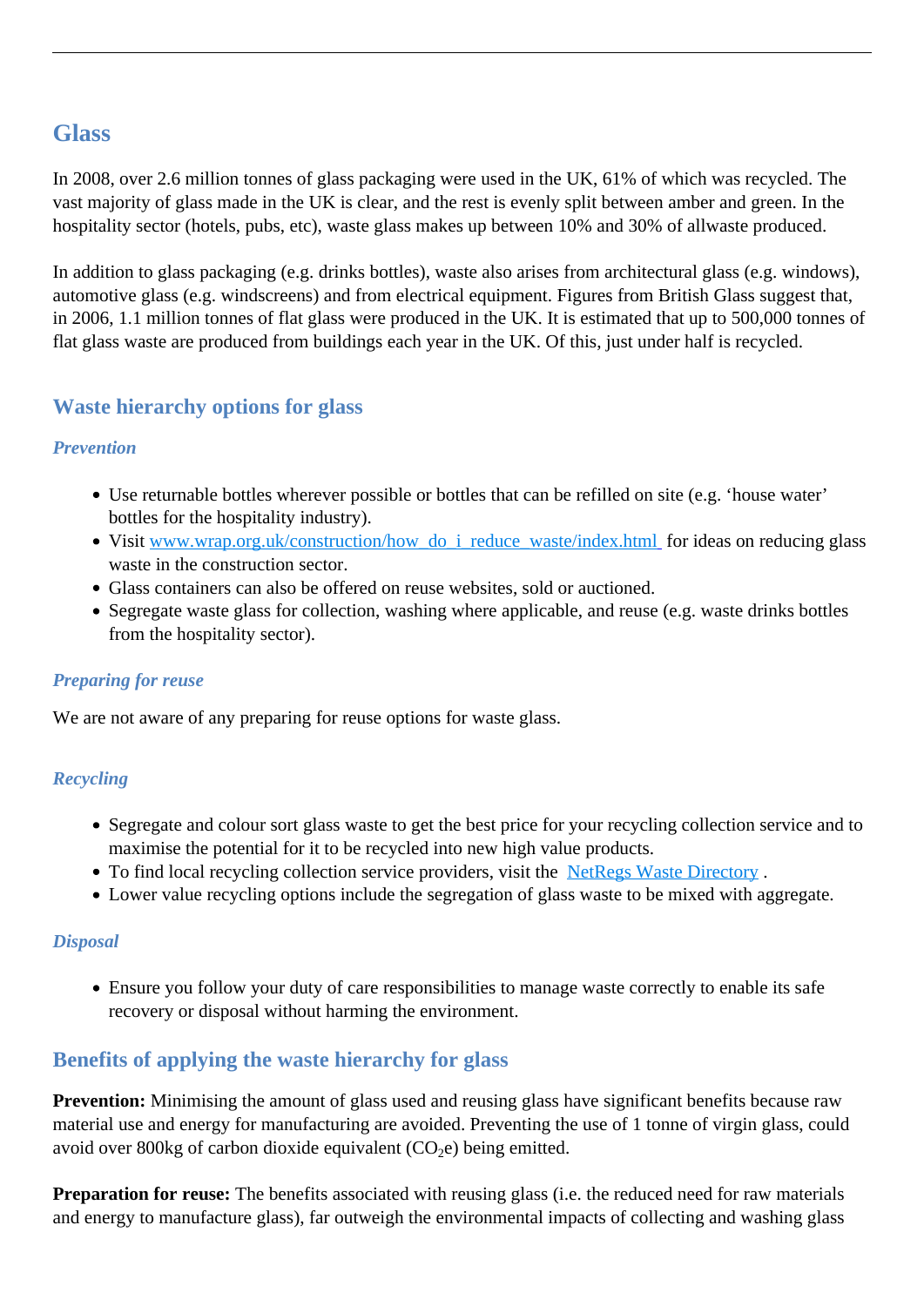## Glass

In 2008, over 2.6 million tonnes of glass packaging were used in the UK, 61% of which was recycled. The vast majority of glass made in the UK is clear, and the rest is evenly split between amber and green. In the hospitality sector (hotels, pubs, etc), waste glass makes up between 10% and 30% of allwaste produced.

In addition to glass packaging (e.g. drinks bottles), waste also arises from architectural glass (e.g. windows), automotive glass (e.g. windscreens) and from electrical equipment. Figures from British Glass suggest that, in 2006, 1.1 million tonnes of flat glass were produced in the UK. It is estimated that up to 500,000 tonnes of flat glass waste are produced from buildings each year in the UK. Of this, just under half is recycled.

### Waste hierarchy options for glass

#### *Prevention*

- Use returnable bottles wherever possible or bottles that can be refilled on site (e.g. 'house water' bottles for the hospitality industry).
- Visit [www.wrap.org.uk/construction/how_do_i_reduce_waste/index.html](www.wrap.org.uk/construction/how_do_i_reduce_waste/index.html) for ideas on reducing glass waste in the construction sector.
- Glass containers can also be offered on reuse websites, sold or auctioned.
- Segregate waste glass for collection, washing where applicable, and reuse (e.g. waste drinks bottles from the hospitality sector).

#### *Preparing for reuse*

We are not aware of any preparing for reuse options for waste glass.

#### *Recycling*

- Segregate and colour sort glass waste to get the best price for your recycling collection service and to maximise the potential for it to be recycled into new high value products.
- To find local recycling collection service providers, visit the NetRegs Waste Directory .
- Lower value recycling options include the segregation of glass waste to be mixed with aggregate.

#### *Disposal*

- Ensure you follow your duty of care responsibilities to manage waste correctly to enable its safe recovery or disposal without harming the environment.

### Benefits of applying the waste hierarchy for glass

**Prevention:** Minimising the amount of glass used and reusing glass have significant benefits because raw material use and energy for manufacturing are avoided. Preventing the use of 1 tonne of virgin glass, could avoid over 800kg of carbon dioxide equivalent ($CO_2e$) being emitted.

**Preparation for reuse:** The benefits associated with reusing glass (i.e. the reduced need for raw materials and energy to manufacture glass), far outweigh the environmental impacts of collecting and washing glass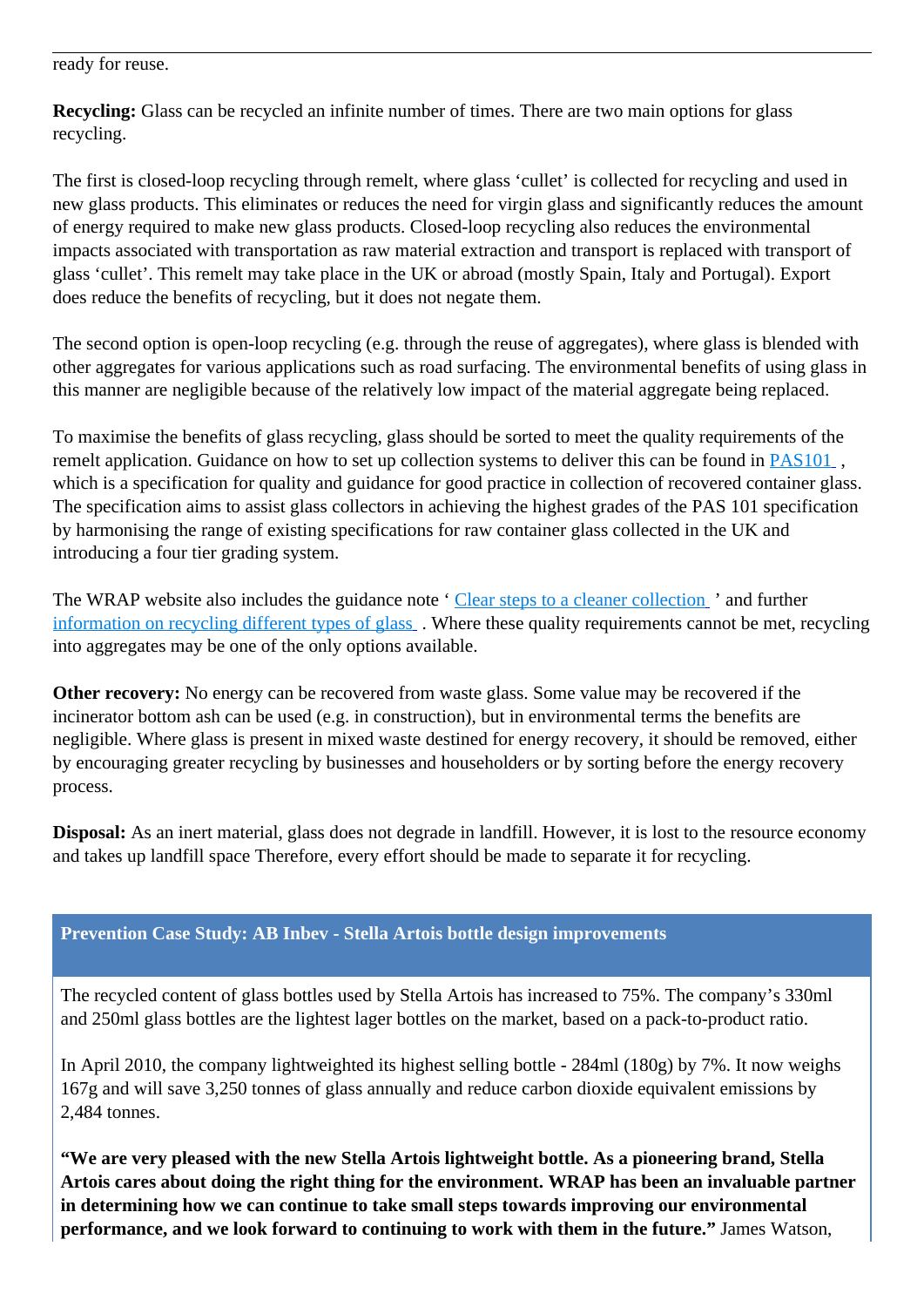ready for reuse.

**Recycling:** Glass can be recycled an infinite number of times. There are two main options for glass recycling.

The first is closed-loop recycling through remelt, where glass 'cullet' is collected for recycling and used in new glass products. This eliminates or reduces the need for virgin glass and significantly reduces the amount of energy required to make new glass products. Closed-loop recycling also reduces the environmental impacts associated with transportation as raw material extraction and transport is replaced with transport of glass 'cullet'. This remelt may take place in the UK or abroad (mostly Spain, Italy and Portugal). Export does reduce the benefits of recycling, but it does not negate them.

The second option is open-loop recycling (e.g. through the reuse of aggregates), where glass is blended with other aggregates for various applications such as road surfacing. The environmental benefits of using glass in this manner are negligible because of the relatively low impact of the material aggregate being replaced.

To maximise the benefits of glass recycling, glass should be sorted to meet the quality requirements of the remelt application. Guidance on how to set up collection systems to deliver this can be found in PAS101 , which is a specification for quality and guidance for good practice in collection of recovered container glass. The specification aims to assist glass collectors in achieving the highest grades of the PAS 101 specification by harmonising the range of existing specifications for raw container glass collected in the UK and introducing a four tier grading system.

The WRAP website also includes the guidance note ' Clear steps to a cleaner collection ' and further information on recycling different types of glass . Where these quality requirements cannot be met, recycling into aggregates may be one of the only options available.

**Other recovery:** No energy can be recovered from waste glass. Some value may be recovered if the incinerator bottom ash can be used (e.g. in construction), but in environmental terms the benefits are negligible. Where glass is present in mixed waste destined for energy recovery, it should be removed, either by encouraging greater recycling by businesses and householders or by sorting before the energy recovery process.

**Disposal:** As an inert material, glass does not degrade in landfill. However, it is lost to the resource economy and takes up landfill space Therefore, every effort should be made to separate it for recycling.

**Prevention Case Study: AB Inbev - Stella Artois bottle design improvements**

The recycled content of glass bottles used by Stella Artois has increased to 75%. The company's 330ml and 250ml glass bottles are the lightest lager bottles on the market, based on a pack-to-product ratio.

In April 2010, the company lightweighted its highest selling bottle - 284ml (180g) by 7%. It now weighs 167g and will save 3,250 tonnes of glass annually and reduce carbon dioxide equivalent emissions by 2,484 tonnes.

**"We are very pleased with the new Stella Artois lightweight bottle. As a pioneering brand, Stella Artois cares about doing the right thing for the environment. WRAP has been an invaluable partner in determining how we can continue to take small steps towards improving our environmental performance, and we look forward to continuing to work with them in the future."** James Watson,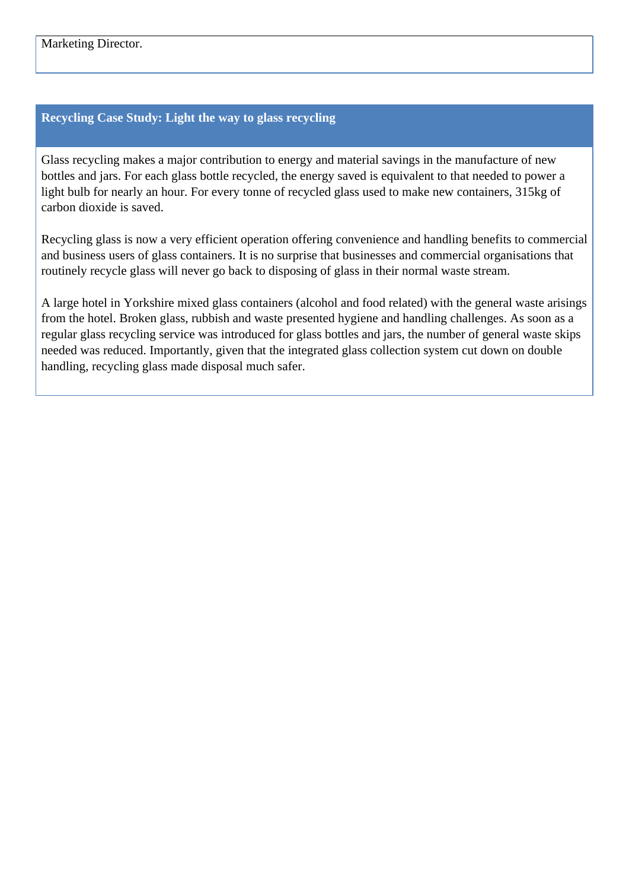Marketing Director.

## Recycling Case Study: Light the way to glass recycling

Glass recycling makes a major contribution to energy and material savings in the manufacture of new bottles and jars. For each glass bottle recycled, the energy saved is equivalent to that needed to power a light bulb for nearly an hour. For every tonne of recycled glass used to make new containers, 315kg of carbon dioxide is saved.

Recycling glass is now a very efficient operation offering convenience and handling benefits to commercial and business users of glass containers. It is no surprise that businesses and commercial organisations that routinely recycle glass will never go back to disposing of glass in their normal waste stream.

A large hotel in Yorkshire mixed glass containers (alcohol and food related) with the general waste arisings from the hotel. Broken glass, rubbish and waste presented hygiene and handling challenges. As soon as a regular glass recycling service was introduced for glass bottles and jars, the number of general waste skips needed was reduced. Importantly, given that the integrated glass collection system cut down on double handling, recycling glass made disposal much safer.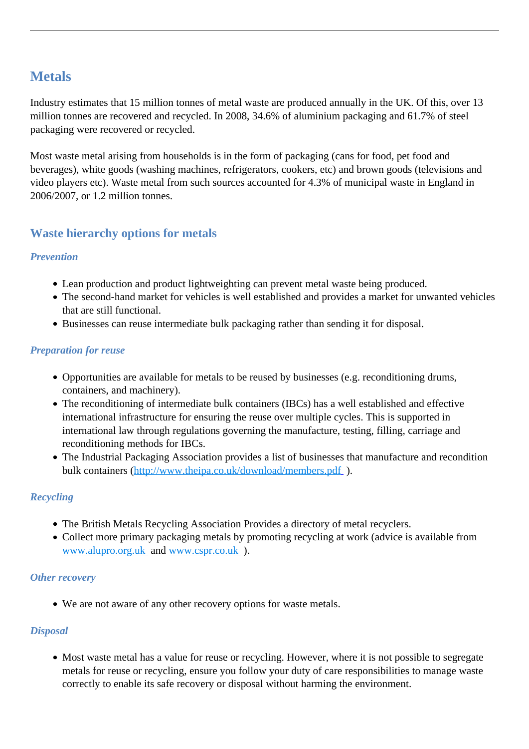## Metals

Industry estimates that 15 million tonnes of metal waste are produced annually in the UK. Of this, over 13 million tonnes are recovered and recycled. In 2008, 34.6% of aluminium packaging and 61.7% of steel packaging were recovered or recycled.

Most waste metal arising from households is in the form of packaging (cans for food, pet food and beverages), white goods (washing machines, refrigerators, cookers, etc) and brown goods (televisions and video players etc). Waste metal from such sources accounted for 4.3% of municipal waste in England in 2006/2007, or 1.2 million tonnes.

### Waste hierarchy options for metals

#### *Prevention*

- Lean production and product lightweighting can prevent metal waste being produced.
- The second-hand market for vehicles is well established and provides a market for unwanted vehicles that are still functional.
- Businesses can reuse intermediate bulk packaging rather than sending it for disposal.

#### *Preparation for reuse*

- Opportunities are available for metals to be reused by businesses (e.g. reconditioning drums, containers, and machinery).
- The reconditioning of intermediate bulk containers (IBCs) has a well established and effective international infrastructure for ensuring the reuse over multiple cycles. This is supported in international law through regulations governing the manufacture, testing, filling, carriage and reconditioning methods for IBCs.
- The Industrial Packaging Association provides a list of businesses that manufacture and recondition bulk containers (http://www.theipa.co.uk/download/members.pdf ).

#### *Recycling*

- The British Metals Recycling Association Provides a directory of metal recyclers.
- Collect more primary packaging metals by promoting recycling at work (advice is available from www.alupro.org.uk and www.cspr.co.uk ).

#### *Other recovery*

- We are not aware of any other recovery options for waste metals.

#### *Disposal*

- Most waste metal has a value for reuse or recycling. However, where it is not possible to segregate metals for reuse or recycling, ensure you follow your duty of care responsibilities to manage waste correctly to enable its safe recovery or disposal without harming the environment.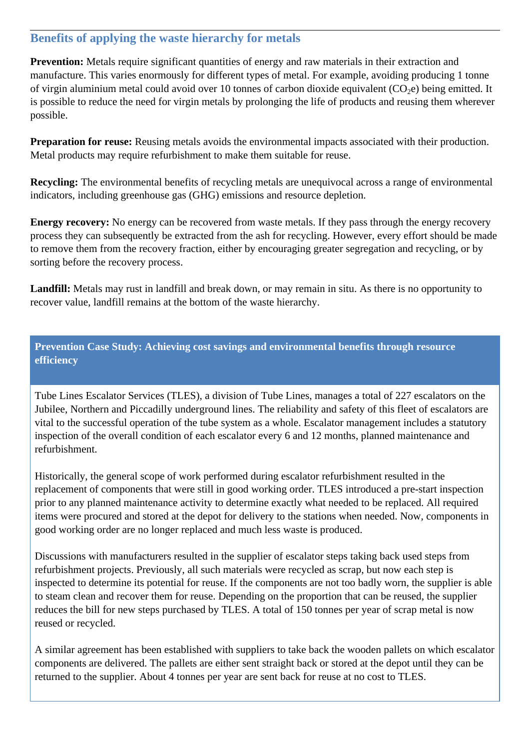## Benefits of applying the waste hierarchy for metals

**Prevention:** Metals require significant quantities of energy and raw materials in their extraction and manufacture. This varies enormously for different types of metal. For example, avoiding producing 1 tonne of virgin aluminium metal could avoid over 10 tonnes of carbon dioxide equivalent ($CO_2e$) being emitted. It is possible to reduce the need for virgin metals by prolonging the life of products and reusing them wherever possible.

**Preparation for reuse:** Reusing metals avoids the environmental impacts associated with their production. Metal products may require refurbishment to make them suitable for reuse.

**Recycling:** The environmental benefits of recycling metals are unequivocal across a range of environmental indicators, including greenhouse gas (GHG) emissions and resource depletion.

**Energy recovery:** No energy can be recovered from waste metals. If they pass through the energy recovery process they can subsequently be extracted from the ash for recycling. However, every effort should be made to remove them from the recovery fraction, either by encouraging greater segregation and recycling, or by sorting before the recovery process.

**Landfill:** Metals may rust in landfill and break down, or may remain in situ. As there is no opportunity to recover value, landfill remains at the bottom of the waste hierarchy.

### Prevention Case Study: Achieving cost savings and environmental benefits through resource efficiency

Tube Lines Escalator Services (TLES), a division of Tube Lines, manages a total of 227 escalators on the Jubilee, Northern and Piccadilly underground lines. The reliability and safety of this fleet of escalators are vital to the successful operation of the tube system as a whole. Escalator management includes a statutory inspection of the overall condition of each escalator every 6 and 12 months, planned maintenance and refurbishment.

Historically, the general scope of work performed during escalator refurbishment resulted in the replacement of components that were still in good working order. TLES introduced a pre-start inspection prior to any planned maintenance activity to determine exactly what needed to be replaced. All required items were procured and stored at the depot for delivery to the stations when needed. Now, components in good working order are no longer replaced and much less waste is produced.

Discussions with manufacturers resulted in the supplier of escalator steps taking back used steps from refurbishment projects. Previously, all such materials were recycled as scrap, but now each step is inspected to determine its potential for reuse. If the components are not too badly worn, the supplier is able to steam clean and recover them for reuse. Depending on the proportion that can be reused, the supplier reduces the bill for new steps purchased by TLES. A total of 150 tonnes per year of scrap metal is now reused or recycled.

A similar agreement has been established with suppliers to take back the wooden pallets on which escalator components are delivered. The pallets are either sent straight back or stored at the depot until they can be returned to the supplier. About 4 tonnes per year are sent back for reuse at no cost to TLES.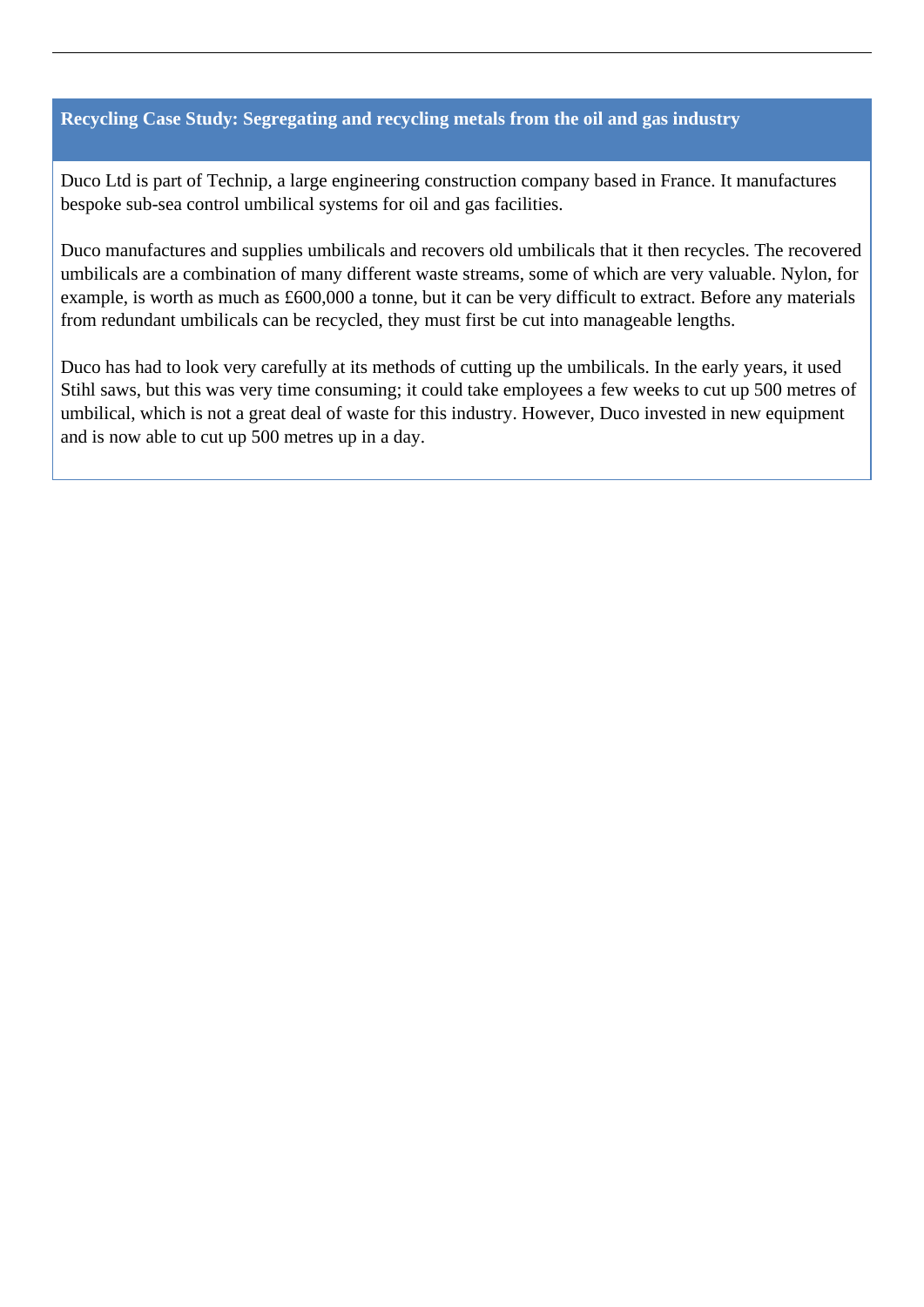**Recycling Case Study: Segregating and recycling metals from the oil and gas industry**

Duco Ltd is part of Technip, a large engineering construction company based in France. It manufactures bespoke sub-sea control umbilical systems for oil and gas facilities.

Duco manufactures and supplies umbilicals and recovers old umbilicals that it then recycles. The recovered umbilicals are a combination of many different waste streams, some of which are very valuable. Nylon, for example, is worth as much as £600,000 a tonne, but it can be very difficult to extract. Before any materials from redundant umbilicals can be recycled, they must first be cut into manageable lengths.

Duco has had to look very carefully at its methods of cutting up the umbilicals. In the early years, it used Stihl saws, but this was very time consuming; it could take employees a few weeks to cut up 500 metres of umbilical, which is not a great deal of waste for this industry. However, Duco invested in new equipment and is now able to cut up 500 metres up in a day.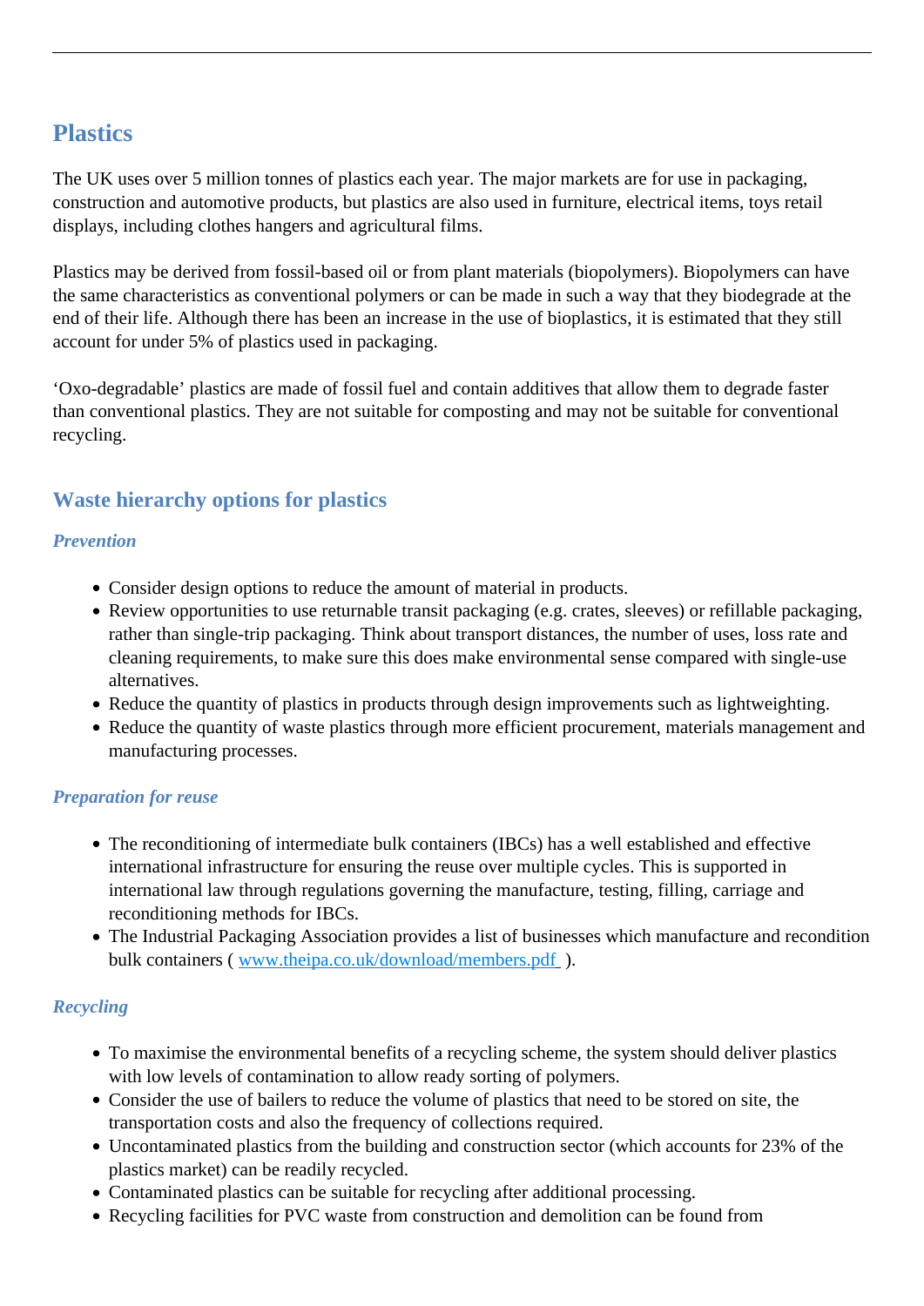## Plastics

The UK uses over 5 million tonnes of plastics each year. The major markets are for use in packaging, construction and automotive products, but plastics are also used in furniture, electrical items, toys retail displays, including clothes hangers and agricultural films.

Plastics may be derived from fossil-based oil or from plant materials (biopolymers). Biopolymers can have the same characteristics as conventional polymers or can be made in such a way that they biodegrade at the end of their life. Although there has been an increase in the use of bioplastics, it is estimated that they still account for under 5% of plastics used in packaging.

'Oxo-degradable' plastics are made of fossil fuel and contain additives that allow them to degrade faster than conventional plastics. They are not suitable for composting and may not be suitable for conventional recycling.

### Waste hierarchy options for plastics

#### *Prevention*

- Consider design options to reduce the amount of material in products.
- Review opportunities to use returnable transit packaging (e.g. crates, sleeves) or refillable packaging, rather than single-trip packaging. Think about transport distances, the number of uses, loss rate and cleaning requirements, to make sure this does make environmental sense compared with single-use alternatives.
- Reduce the quantity of plastics in products through design improvements such as lightweighting.
- Reduce the quantity of waste plastics through more efficient procurement, materials management and manufacturing processes.

#### *Preparation for reuse*

- The reconditioning of intermediate bulk containers (IBCs) has a well established and effective international infrastructure for ensuring the reuse over multiple cycles. This is supported in international law through regulations governing the manufacture, testing, filling, carriage and reconditioning methods for IBCs.
- The Industrial Packaging Association provides a list of businesses which manufacture and recondition bulk containers ( [www.theipa.co.uk/download/members.pdf](www.theipa.co.uk/download/members.pdf) ).

#### *Recycling*

- To maximise the environmental benefits of a recycling scheme, the system should deliver plastics with low levels of contamination to allow ready sorting of polymers.
- Consider the use of bailers to reduce the volume of plastics that need to be stored on site, the transportation costs and also the frequency of collections required.
- Uncontaminated plastics from the building and construction sector (which accounts for 23% of the plastics market) can be readily recycled.
- Contaminated plastics can be suitable for recycling after additional processing.
- Recycling facilities for PVC waste from construction and demolition can be found from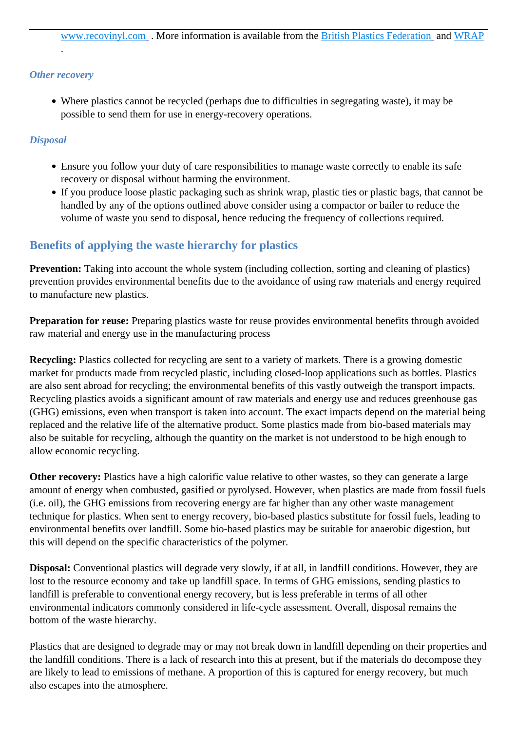www.recovinyl.com . More information is available from the British Plastics Federation and WRAP .

### *Other recovery*

- Where plastics cannot be recycled (perhaps due to difficulties in segregating waste), it may be possible to send them for use in energy-recovery operations.

### *Disposal*

- Ensure you follow your duty of care responsibilities to manage waste correctly to enable its safe recovery or disposal without harming the environment.
- If you produce loose plastic packaging such as shrink wrap, plastic ties or plastic bags, that cannot be handled by any of the options outlined above consider using a compactor or bailer to reduce the volume of waste you send to disposal, hence reducing the frequency of collections required.

## Benefits of applying the waste hierarchy for plastics

**Prevention:** Taking into account the whole system (including collection, sorting and cleaning of plastics) prevention provides environmental benefits due to the avoidance of using raw materials and energy required to manufacture new plastics.

**Preparation for reuse:** Preparing plastics waste for reuse provides environmental benefits through avoided raw material and energy use in the manufacturing process

**Recycling:** Plastics collected for recycling are sent to a variety of markets. There is a growing domestic market for products made from recycled plastic, including closed-loop applications such as bottles. Plastics are also sent abroad for recycling; the environmental benefits of this vastly outweigh the transport impacts. Recycling plastics avoids a significant amount of raw materials and energy use and reduces greenhouse gas (GHG) emissions, even when transport is taken into account. The exact impacts depend on the material being replaced and the relative life of the alternative product. Some plastics made from bio-based materials may also be suitable for recycling, although the quantity on the market is not understood to be high enough to allow economic recycling.

**Other recovery:** Plastics have a high calorific value relative to other wastes, so they can generate a large amount of energy when combusted, gasified or pyrolysed. However, when plastics are made from fossil fuels (i.e. oil), the GHG emissions from recovering energy are far higher than any other waste management technique for plastics. When sent to energy recovery, bio-based plastics substitute for fossil fuels, leading to environmental benefits over landfill. Some bio-based plastics may be suitable for anaerobic digestion, but this will depend on the specific characteristics of the polymer.

**Disposal:** Conventional plastics will degrade very slowly, if at all, in landfill conditions. However, they are lost to the resource economy and take up landfill space. In terms of GHG emissions, sending plastics to landfill is preferable to conventional energy recovery, but is less preferable in terms of all other environmental indicators commonly considered in life-cycle assessment. Overall, disposal remains the bottom of the waste hierarchy.

Plastics that are designed to degrade may or may not break down in landfill depending on their properties and the landfill conditions. There is a lack of research into this at present, but if the materials do decompose they are likely to lead to emissions of methane. A proportion of this is captured for energy recovery, but much also escapes into the atmosphere.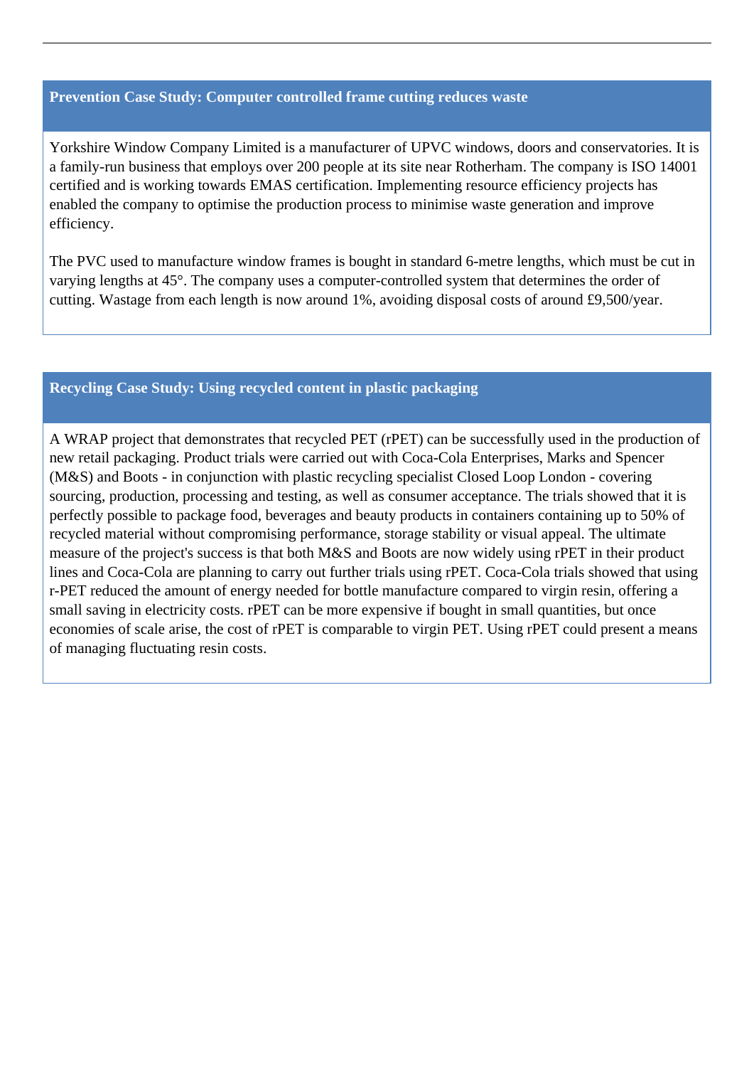### Prevention Case Study: Computer controlled frame cutting reduces waste

Yorkshire Window Company Limited is a manufacturer of UPVC windows, doors and conservatories. It is a family-run business that employs over 200 people at its site near Rotherham. The company is ISO 14001 certified and is working towards EMAS certification. Implementing resource efficiency projects has enabled the company to optimise the production process to minimise waste generation and improve efficiency.

The PVC used to manufacture window frames is bought in standard 6-metre lengths, which must be cut in varying lengths at 45°. The company uses a computer-controlled system that determines the order of cutting. Wastage from each length is now around 1%, avoiding disposal costs of around £9,500/year.

### Recycling Case Study: Using recycled content in plastic packaging

A WRAP project that demonstrates that recycled PET (rPET) can be successfully used in the production of new retail packaging. Product trials were carried out with Coca-Cola Enterprises, Marks and Spencer (M&S) and Boots - in conjunction with plastic recycling specialist Closed Loop London - covering sourcing, production, processing and testing, as well as consumer acceptance. The trials showed that it is perfectly possible to package food, beverages and beauty products in containers containing up to 50% of recycled material without compromising performance, storage stability or visual appeal. The ultimate measure of the project's success is that both M&S and Boots are now widely using rPET in their product lines and Coca-Cola are planning to carry out further trials using rPET. Coca-Cola trials showed that using r-PET reduced the amount of energy needed for bottle manufacture compared to virgin resin, offering a small saving in electricity costs. rPET can be more expensive if bought in small quantities, but once economies of scale arise, the cost of rPET is comparable to virgin PET. Using rPET could present a means of managing fluctuating resin costs.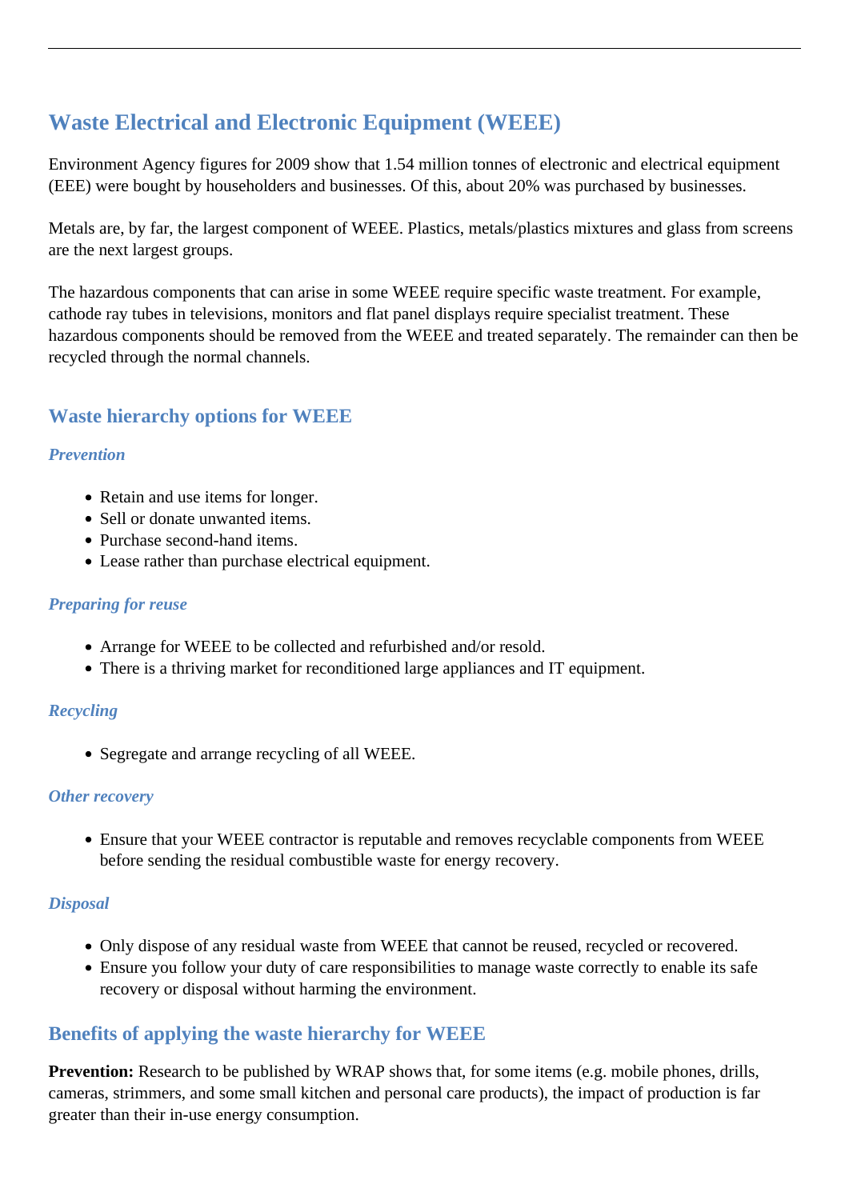## Waste Electrical and Electronic Equipment (WEEE)

Environment Agency figures for 2009 show that 1.54 million tonnes of electronic and electrical equipment (EEE) were bought by householders and businesses. Of this, about 20% was purchased by businesses.

Metals are, by far, the largest component of WEEE. Plastics, metals/plastics mixtures and glass from screens are the next largest groups.

The hazardous components that can arise in some WEEE require specific waste treatment. For example, cathode ray tubes in televisions, monitors and flat panel displays require specialist treatment. These hazardous components should be removed from the WEEE and treated separately. The remainder can then be recycled through the normal channels.

### Waste hierarchy options for WEEE

#### *Prevention*

- Retain and use items for longer.
- Sell or donate unwanted items.
- Purchase second-hand items.
- Lease rather than purchase electrical equipment.

#### *Preparing for reuse*

- Arrange for WEEE to be collected and refurbished and/or resold.
- There is a thriving market for reconditioned large appliances and IT equipment.

#### *Recycling*

- Segregate and arrange recycling of all WEEE.

#### *Other recovery*

- Ensure that your WEEE contractor is reputable and removes recyclable components from WEEE before sending the residual combustible waste for energy recovery.

#### *Disposal*

- Only dispose of any residual waste from WEEE that cannot be reused, recycled or recovered.
- Ensure you follow your duty of care responsibilities to manage waste correctly to enable its safe recovery or disposal without harming the environment.

### Benefits of applying the waste hierarchy for WEEE

**Prevention:** Research to be published by WRAP shows that, for some items (e.g. mobile phones, drills, cameras, strimmers, and some small kitchen and personal care products), the impact of production is far greater than their in-use energy consumption.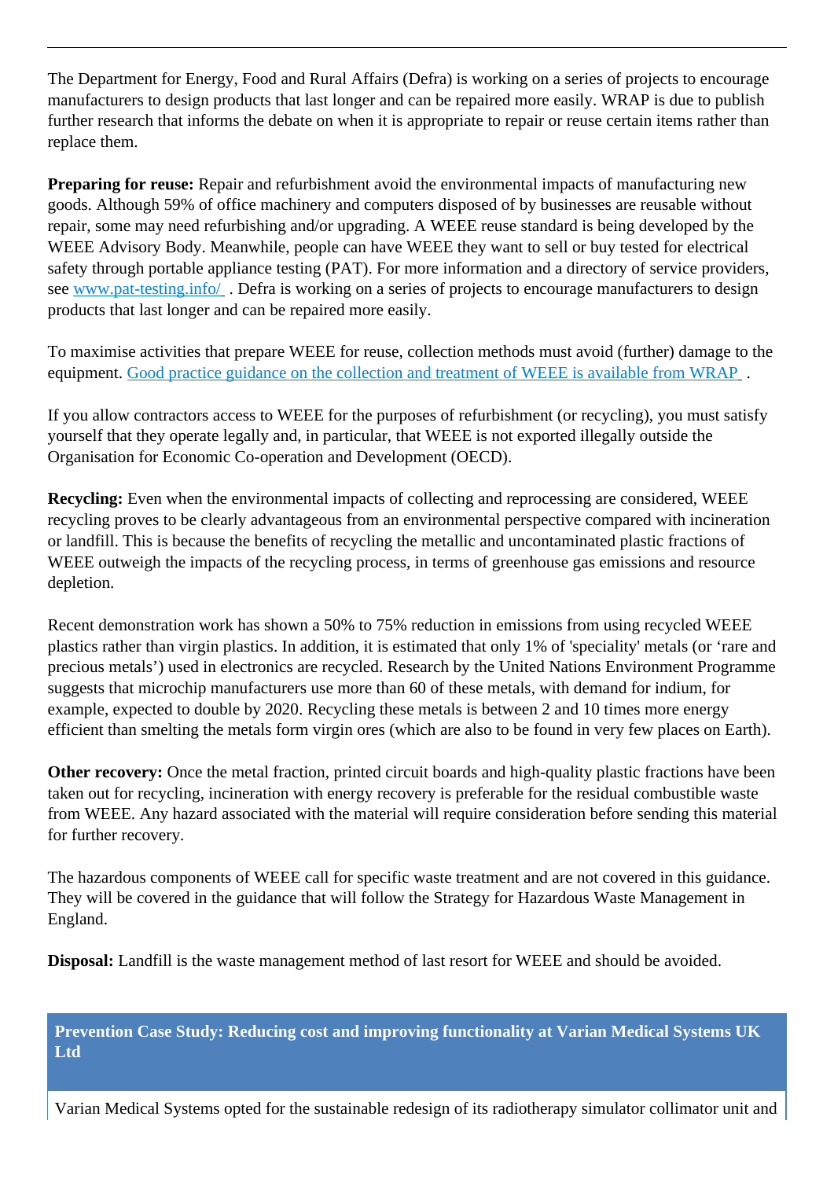The Department for Energy, Food and Rural Affairs (Defra) is working on a series of projects to encourage manufacturers to design products that last longer and can be repaired more easily. WRAP is due to publish further research that informs the debate on when it is appropriate to repair or reuse certain items rather than replace them.

**Preparing for reuse:** Repair and refurbishment avoid the environmental impacts of manufacturing new goods. Although 59% of office machinery and computers disposed of by businesses are reusable without repair, some may need refurbishing and/or upgrading. A WEEE reuse standard is being developed by the WEEE Advisory Body. Meanwhile, people can have WEEE they want to sell or buy tested for electrical safety through portable appliance testing (PAT). For more information and a directory of service providers, see [www.pat-testing.info/](www.pat-testing.info/) . Defra is working on a series of projects to encourage manufacturers to design products that last longer and can be repaired more easily.

To maximise activities that prepare WEEE for reuse, collection methods must avoid (further) damage to the equipment. [Good practice guidance on the collection and treatment of WEEE is available from WRAP](#) .

If you allow contractors access to WEEE for the purposes of refurbishment (or recycling), you must satisfy yourself that they operate legally and, in particular, that WEEE is not exported illegally outside the Organisation for Economic Co-operation and Development (OECD).

**Recycling:** Even when the environmental impacts of collecting and reprocessing are considered, WEEE recycling proves to be clearly advantageous from an environmental perspective compared with incineration or landfill. This is because the benefits of recycling the metallic and uncontaminated plastic fractions of WEEE outweigh the impacts of the recycling process, in terms of greenhouse gas emissions and resource depletion.

Recent demonstration work has shown a 50% to 75% reduction in emissions from using recycled WEEE plastics rather than virgin plastics. In addition, it is estimated that only 1% of 'speciality' metals (or 'rare and precious metals') used in electronics are recycled. Research by the United Nations Environment Programme suggests that microchip manufacturers use more than 60 of these metals, with demand for indium, for example, expected to double by 2020. Recycling these metals is between 2 and 10 times more energy efficient than smelting the metals form virgin ores (which are also to be found in very few places on Earth).

**Other recovery:** Once the metal fraction, printed circuit boards and high-quality plastic fractions have been taken out for recycling, incineration with energy recovery is preferable for the residual combustible waste from WEEE. Any hazard associated with the material will require consideration before sending this material for further recovery.

The hazardous components of WEEE call for specific waste treatment and are not covered in this guidance. They will be covered in the guidance that will follow the Strategy for Hazardous Waste Management in England.

**Disposal:** Landfill is the waste management method of last resort for WEEE and should be avoided.

**Prevention Case Study: Reducing cost and improving functionality at Varian Medical Systems UK Ltd**

Varian Medical Systems opted for the sustainable redesign of its radiotherapy simulator collimator unit and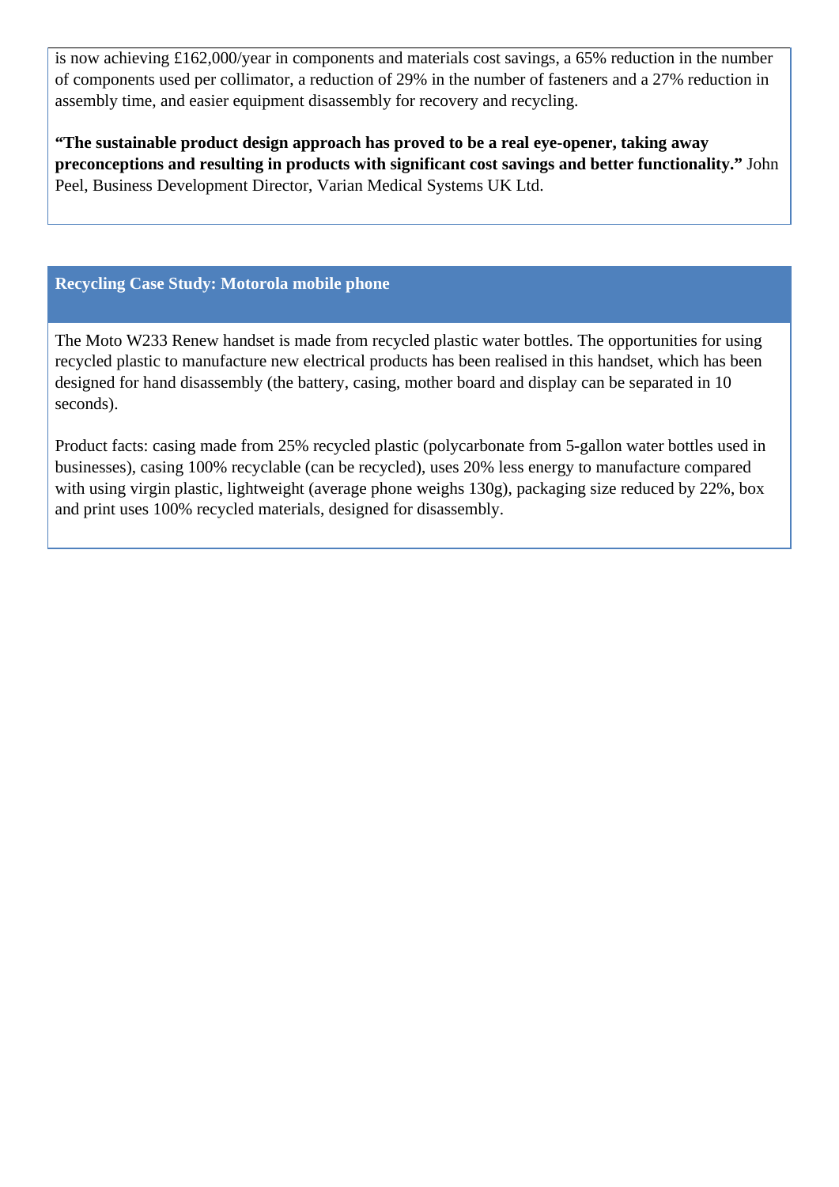is now achieving £162,000/year in components and materials cost savings, a 65% reduction in the number of components used per collimator, a reduction of 29% in the number of fasteners and a 27% reduction in assembly time, and easier equipment disassembly for recovery and recycling.

**"The sustainable product design approach has proved to be a real eye-opener, taking away preconceptions and resulting in products with significant cost savings and better functionality."** John Peel, Business Development Director, Varian Medical Systems UK Ltd.

### Recycling Case Study: Motorola mobile phone

The Moto W233 Renew handset is made from recycled plastic water bottles. The opportunities for using recycled plastic to manufacture new electrical products has been realised in this handset, which has been designed for hand disassembly (the battery, casing, mother board and display can be separated in 10 seconds).

Product facts: casing made from 25% recycled plastic (polycarbonate from 5-gallon water bottles used in businesses), casing 100% recyclable (can be recycled), uses 20% less energy to manufacture compared with using virgin plastic, lightweight (average phone weighs 130g), packaging size reduced by 22%, box and print uses 100% recycled materials, designed for disassembly.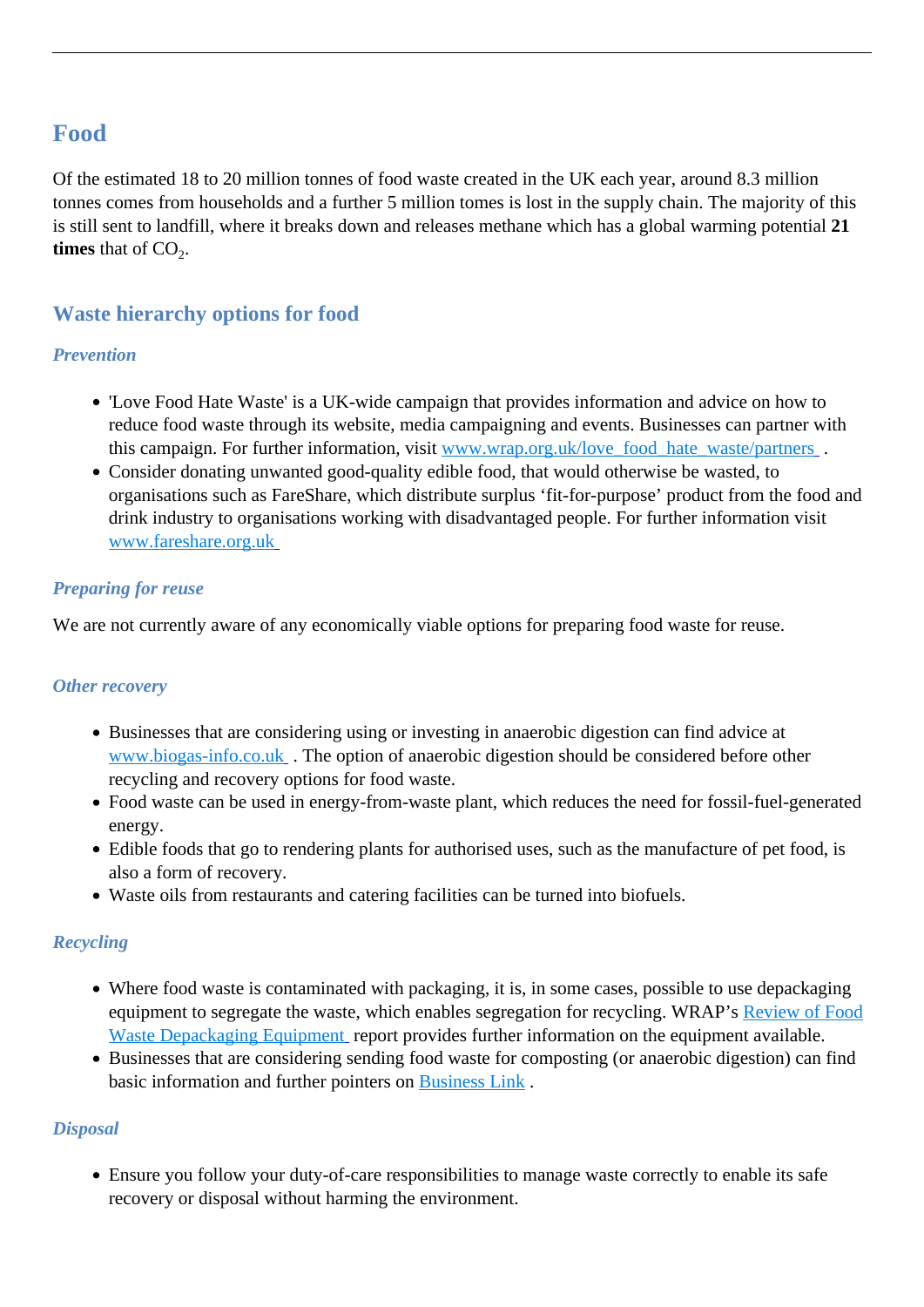# Food

Of the estimated 18 to 20 million tonnes of food waste created in the UK each year, around 8.3 million tonnes comes from households and a further 5 million tomes is lost in the supply chain. The majority of this is still sent to landfill, where it breaks down and releases methane which has a global warming potential **21 times** that of $CO_2$.

## Waste hierarchy options for food

### *Prevention*

- 'Love Food Hate Waste' is a UK-wide campaign that provides information and advice on how to reduce food waste through its website, media campaigning and events. Businesses can partner with this campaign. For further information, visit [www.wrap.org.uk/love_food_hate_waste/partners](www.wrap.org.uk/love_food_hate_waste/partners) .
- Consider donating unwanted good-quality edible food, that would otherwise be wasted, to organisations such as FareShare, which distribute surplus 'fit-for-purpose' product from the food and drink industry to organisations working with disadvantaged people. For further information visit [www.fareshare.org.uk](www.fareshare.org.uk)

### *Preparing for reuse*

We are not currently aware of any economically viable options for preparing food waste for reuse.

### *Other recovery*

- Businesses that are considering using or investing in anaerobic digestion can find advice at [www.biogas-info.co.uk](www.biogas-info.co.uk) . The option of anaerobic digestion should be considered before other recycling and recovery options for food waste.
- Food waste can be used in energy-from-waste plant, which reduces the need for fossil-fuel-generated energy.
- Edible foods that go to rendering plants for authorised uses, such as the manufacture of pet food, is also a form of recovery.
- Waste oils from restaurants and catering facilities can be turned into biofuels.

### *Recycling*

- Where food waste is contaminated with packaging, it is, in some cases, possible to use depackaging equipment to segregate the waste, which enables segregation for recycling. WRAP's Review of Food Waste Depackaging Equipment report provides further information on the equipment available.
- Businesses that are considering sending food waste for composting (or anaerobic digestion) can find basic information and further pointers on Business Link .

### *Disposal*

- Ensure you follow your duty-of-care responsibilities to manage waste correctly to enable its safe recovery or disposal without harming the environment.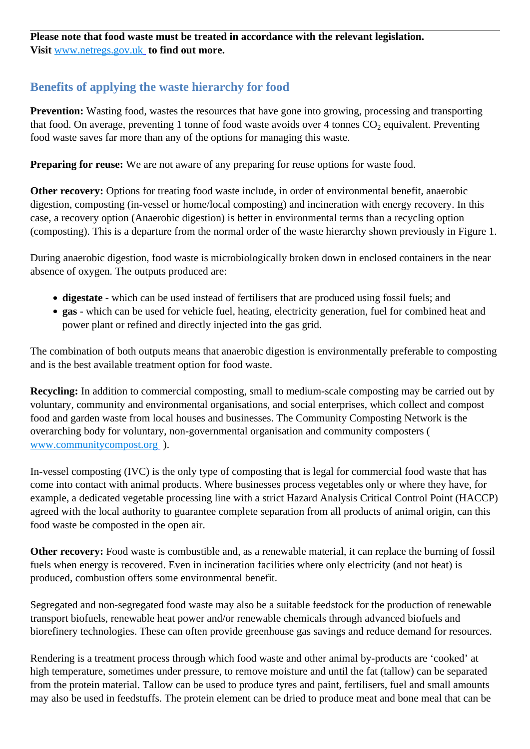**Please note that food waste must be treated in accordance with the relevant legislation. Visit [www.netregs.gov.uk](http://www.netregs.gov.uk) to find out more.**

## Benefits of applying the waste hierarchy for food

**Prevention:** Wasting food, wastes the resources that have gone into growing, processing and transporting that food. On average, preventing 1 tonne of food waste avoids over 4 tonnes $CO_2$ equivalent. Preventing food waste saves far more than any of the options for managing this waste.

**Preparing for reuse:** We are not aware of any preparing for reuse options for waste food.

**Other recovery:** Options for treating food waste include, in order of environmental benefit, anaerobic digestion, composting (in-vessel or home/local composting) and incineration with energy recovery. In this case, a recovery option (Anaerobic digestion) is better in environmental terms than a recycling option (composting). This is a departure from the normal order of the waste hierarchy shown previously in Figure 1.

During anaerobic digestion, food waste is microbiologically broken down in enclosed containers in the near absence of oxygen. The outputs produced are:

- **digestate** - which can be used instead of fertilisers that are produced using fossil fuels; and
- **gas** - which can be used for vehicle fuel, heating, electricity generation, fuel for combined heat and power plant or refined and directly injected into the gas grid.

The combination of both outputs means that anaerobic digestion is environmentally preferable to composting and is the best available treatment option for food waste.

**Recycling:** In addition to commercial composting, small to medium-scale composting may be carried out by voluntary, community and environmental organisations, and social enterprises, which collect and compost food and garden waste from local houses and businesses. The Community Composting Network is the overarching body for voluntary, non-governmental organisation and community composters ( [www.communitycompost.org](http://www.communitycompost.org) ).

In-vessel composting (IVC) is the only type of composting that is legal for commercial food waste that has come into contact with animal products. Where businesses process vegetables only or where they have, for example, a dedicated vegetable processing line with a strict Hazard Analysis Critical Control Point (HACCP) agreed with the local authority to guarantee complete separation from all products of animal origin, can this food waste be composted in the open air.

**Other recovery:** Food waste is combustible and, as a renewable material, it can replace the burning of fossil fuels when energy is recovered. Even in incineration facilities where only electricity (and not heat) is produced, combustion offers some environmental benefit.

Segregated and non-segregated food waste may also be a suitable feedstock for the production of renewable transport biofuels, renewable heat power and/or renewable chemicals through advanced biofuels and biorefinery technologies. These can often provide greenhouse gas savings and reduce demand for resources.

Rendering is a treatment process through which food waste and other animal by-products are 'cooked' at high temperature, sometimes under pressure, to remove moisture and until the fat (tallow) can be separated from the protein material. Tallow can be used to produce tyres and paint, fertilisers, fuel and small amounts may also be used in feedstuffs. The protein element can be dried to produce meat and bone meal that can be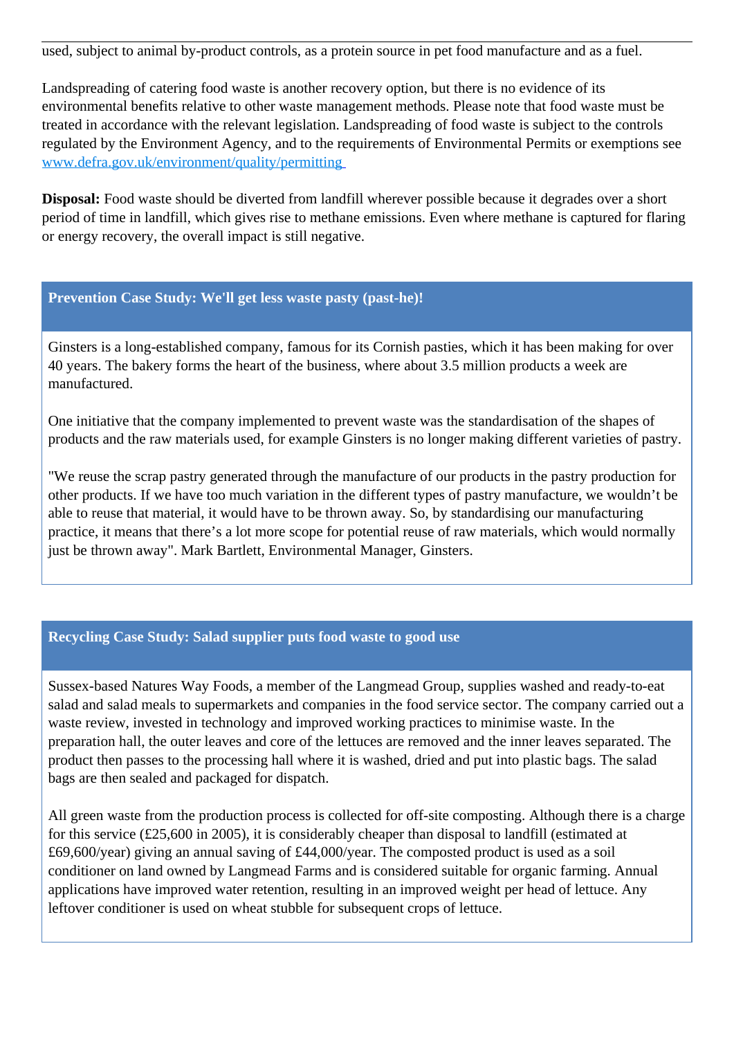used, subject to animal by-product controls, as a protein source in pet food manufacture and as a fuel.

Landspreading of catering food waste is another recovery option, but there is no evidence of its environmental benefits relative to other waste management methods. Please note that food waste must be treated in accordance with the relevant legislation. Landspreading of food waste is subject to the controls regulated by the Environment Agency, and to the requirements of Environmental Permits or exemptions see [www.defra.gov.uk/environment/quality/permitting](www.defra.gov.uk/environment/quality/permitting)

**Disposal:** Food waste should be diverted from landfill wherever possible because it degrades over a short period of time in landfill, which gives rise to methane emissions. Even where methane is captured for flaring or energy recovery, the overall impact is still negative.

### Prevention Case Study: We'll get less waste pasty (past-he)!

Ginsters is a long-established company, famous for its Cornish pasties, which it has been making for over 40 years. The bakery forms the heart of the business, where about 3.5 million products a week are manufactured.

One initiative that the company implemented to prevent waste was the standardisation of the shapes of products and the raw materials used, for example Ginsters is no longer making different varieties of pastry.

"We reuse the scrap pastry generated through the manufacture of our products in the pastry production for other products. If we have too much variation in the different types of pastry manufacture, we wouldn't be able to reuse that material, it would have to be thrown away. So, by standardising our manufacturing practice, it means that there's a lot more scope for potential reuse of raw materials, which would normally just be thrown away". Mark Bartlett, Environmental Manager, Ginsters.

### Recycling Case Study: Salad supplier puts food waste to good use

Sussex-based Natures Way Foods, a member of the Langmead Group, supplies washed and ready-to-eat salad and salad meals to supermarkets and companies in the food service sector. The company carried out a waste review, invested in technology and improved working practices to minimise waste. In the preparation hall, the outer leaves and core of the lettuces are removed and the inner leaves separated. The product then passes to the processing hall where it is washed, dried and put into plastic bags. The salad bags are then sealed and packaged for dispatch.

All green waste from the production process is collected for off-site composting. Although there is a charge for this service (£25,600 in 2005), it is considerably cheaper than disposal to landfill (estimated at £69,600/year) giving an annual saving of £44,000/year. The composted product is used as a soil conditioner on land owned by Langmead Farms and is considered suitable for organic farming. Annual applications have improved water retention, resulting in an improved weight per head of lettuce. Any leftover conditioner is used on wheat stubble for subsequent crops of lettuce.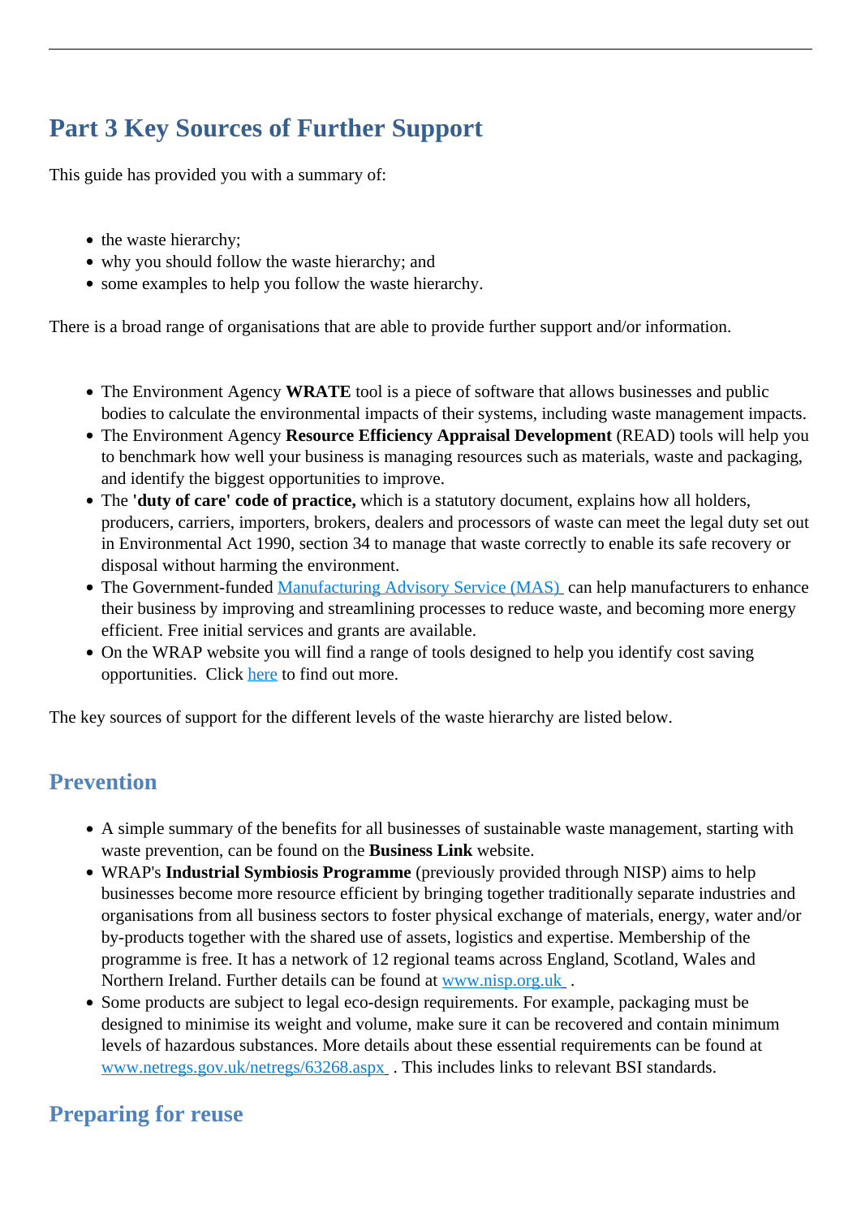## Part 3 Key Sources of Further Support

This guide has provided you with a summary of:

- the waste hierarchy;
- why you should follow the waste hierarchy; and
- some examples to help you follow the waste hierarchy.

There is a broad range of organisations that are able to provide further support and/or information.

- The Environment Agency **WRATE** tool is a piece of software that allows businesses and public bodies to calculate the environmental impacts of their systems, including waste management impacts.
- The Environment Agency **Resource Efficiency Appraisal Development** (READ) tools will help you to benchmark how well your business is managing resources such as materials, waste and packaging, and identify the biggest opportunities to improve.
- The **'duty of care' code of practice,** which is a statutory document, explains how all holders, producers, carriers, importers, brokers, dealers and processors of waste can meet the legal duty set out in Environmental Act 1990, section 34 to manage that waste correctly to enable its safe recovery or disposal without harming the environment.
- The Government-funded Manufacturing Advisory Service (MAS) can help manufacturers to enhance their business by improving and streamlining processes to reduce waste, and becoming more energy efficient. Free initial services and grants are available.
- On the WRAP website you will find a range of tools designed to help you identify cost saving opportunities. Click here to find out more.

The key sources of support for the different levels of the waste hierarchy are listed below.

### Prevention

- A simple summary of the benefits for all businesses of sustainable waste management, starting with waste prevention, can be found on the **Business Link** website.
- WRAP's **Industrial Symbiosis Programme** (previously provided through NISP) aims to help businesses become more resource efficient by bringing together traditionally separate industries and organisations from all business sectors to foster physical exchange of materials, energy, water and/or by-products together with the shared use of assets, logistics and expertise. Membership of the programme is free. It has a network of 12 regional teams across England, Scotland, Wales and Northern Ireland. Further details can be found at www.nisp.org.uk .
- Some products are subject to legal eco-design requirements. For example, packaging must be designed to minimise its weight and volume, make sure it can be recovered and contain minimum levels of hazardous substances. More details about these essential requirements can be found at www.netregs.gov.uk/netregs/63268.aspx . This includes links to relevant BSI standards.

### Preparing for reuse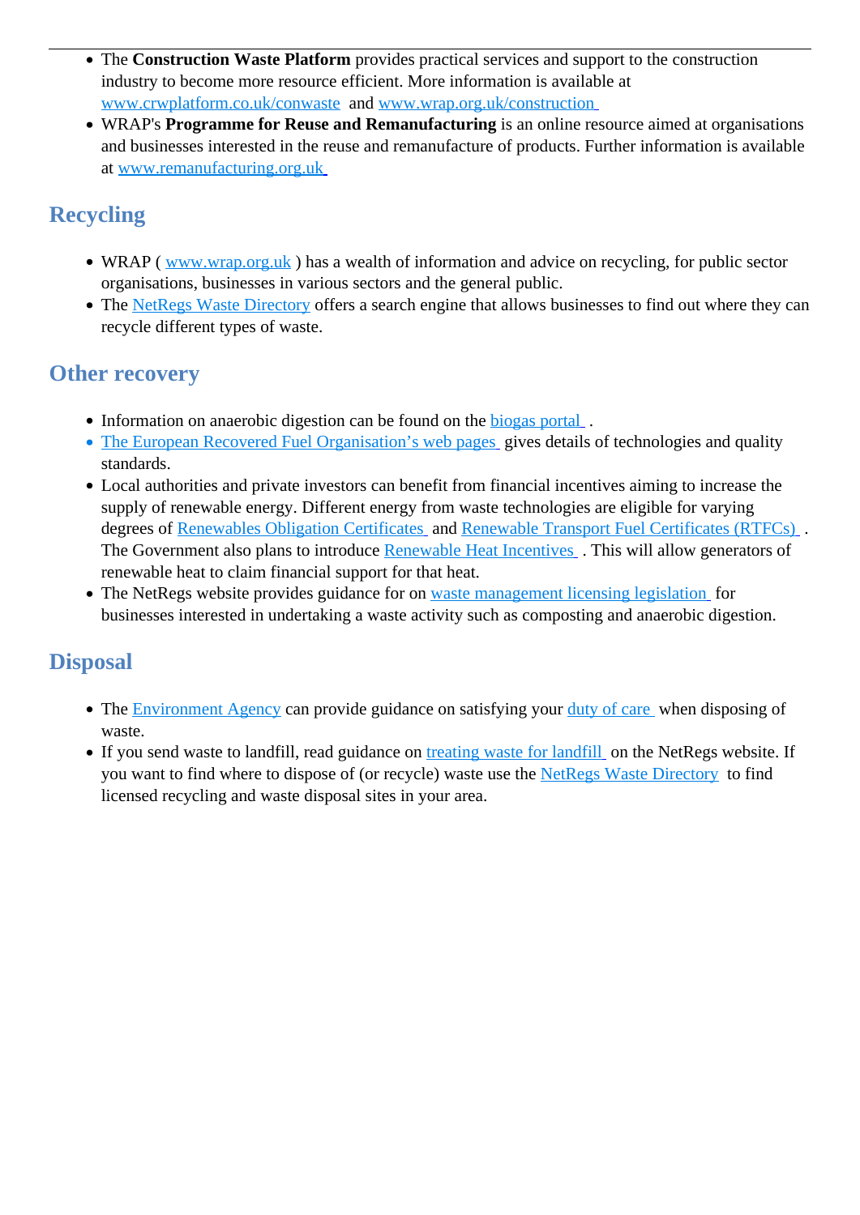- The **Construction Waste Platform** provides practical services and support to the construction industry to become more resource efficient. More information is available at www.crwplatform.co.uk/conwaste and www.wrap.org.uk/construction
- WRAP's **Programme for Reuse and Remanufacturing** is an online resource aimed at organisations and businesses interested in the reuse and remanufacture of products. Further information is available at www.remanufacturing.org.uk

## Recycling

- WRAP ( www.wrap.org.uk ) has a wealth of information and advice on recycling, for public sector organisations, businesses in various sectors and the general public.
- The NetRegs Waste Directory offers a search engine that allows businesses to find out where they can recycle different types of waste.

## Other recovery

- Information on anaerobic digestion can be found on the biogas portal .
- The European Recovered Fuel Organisation's web pages gives details of technologies and quality standards.
- Local authorities and private investors can benefit from financial incentives aiming to increase the supply of renewable energy. Different energy from waste technologies are eligible for varying degrees of Renewables Obligation Certificates and Renewable Transport Fuel Certificates (RTFCs) . The Government also plans to introduce Renewable Heat Incentives . This will allow generators of renewable heat to claim financial support for that heat.
- The NetRegs website provides guidance for on waste management licensing legislation for businesses interested in undertaking a waste activity such as composting and anaerobic digestion.

## Disposal

- The Environment Agency can provide guidance on satisfying your duty of care when disposing of waste.
- If you send waste to landfill, read guidance on treating waste for landfill on the NetRegs website. If you want to find where to dispose of (or recycle) waste use the NetRegs Waste Directory to find licensed recycling and waste disposal sites in your area.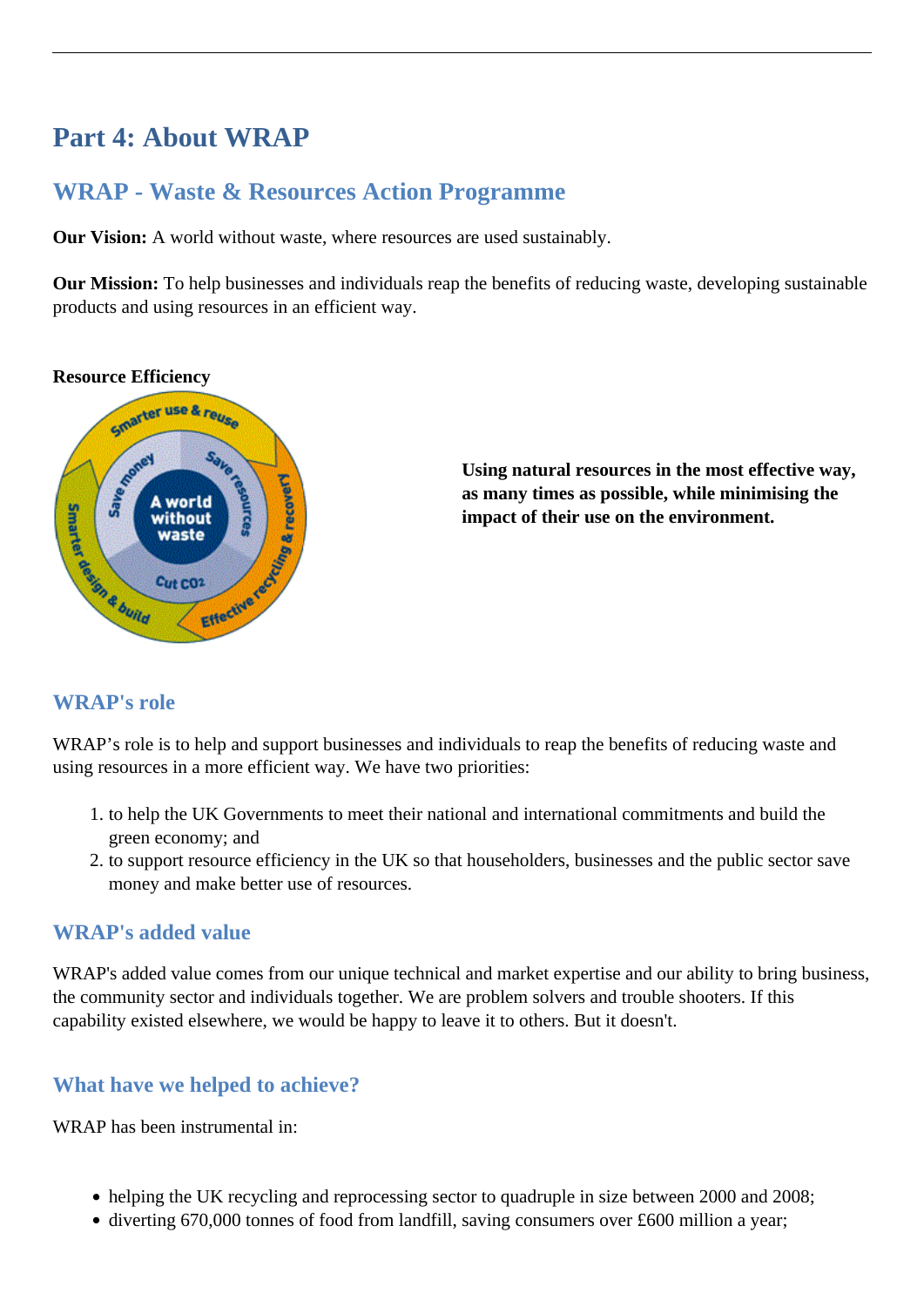# Part 4: About WRAP

## WRAP - Waste & Resources Action Programme

**Our Vision:** A world without waste, where resources are used sustainably.

**Our Mission:** To help businesses and individuals reap the benefits of reducing waste, developing sustainable products and using resources in an efficient way.

**Resource Efficiency**

**Using natural resources in the most effective way, as many times as possible, while minimising the impact of their use on the environment.**

### WRAP's role

WRAP's role is to help and support businesses and individuals to reap the benefits of reducing waste and using resources in a more efficient way. We have two priorities:

1. to help the UK Governments to meet their national and international commitments and build the green economy; and
2. to support resource efficiency in the UK so that householders, businesses and the public sector save money and make better use of resources.

### WRAP's added value

WRAP's added value comes from our unique technical and market expertise and our ability to bring business, the community sector and individuals together. We are problem solvers and trouble shooters. If this capability existed elsewhere, we would be happy to leave it to others. But it doesn't.

### What have we helped to achieve?

WRAP has been instrumental in:

- helping the UK recycling and reprocessing sector to quadruple in size between 2000 and 2008;
- diverting 670,000 tonnes of food from landfill, saving consumers over £600 million a year;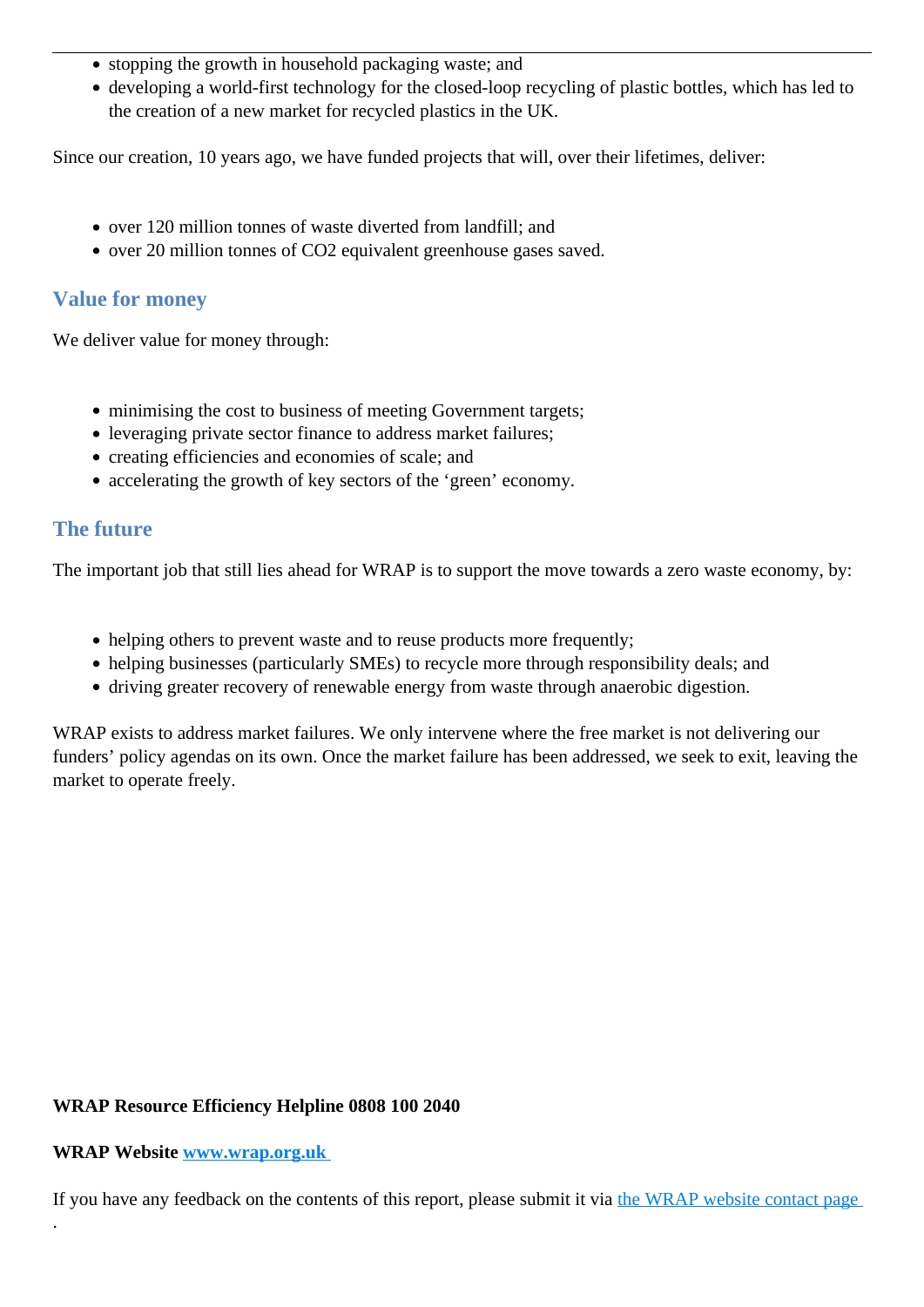- stopping the growth in household packaging waste; and
- developing a world-first technology for the closed-loop recycling of plastic bottles, which has led to the creation of a new market for recycled plastics in the UK.

Since our creation, 10 years ago, we have funded projects that will, over their lifetimes, deliver:

- over 120 million tonnes of waste diverted from landfill; and
- over 20 million tonnes of $CO_2$ equivalent greenhouse gases saved.

## Value for money

We deliver value for money through:

- minimising the cost to business of meeting Government targets;
- leveraging private sector finance to address market failures;
- creating efficiencies and economies of scale; and
- accelerating the growth of key sectors of the 'green' economy.

## The future

The important job that still lies ahead for WRAP is to support the move towards a zero waste economy, by:

- helping others to prevent waste and to reuse products more frequently;
- helping businesses (particularly SMEs) to recycle more through responsibility deals; and
- driving greater recovery of renewable energy from waste through anaerobic digestion.

WRAP exists to address market failures. We only intervene where the free market is not delivering our funders' policy agendas on its own. Once the market failure has been addressed, we seek to exit, leaving the market to operate freely.

**WRAP Resource Efficiency Helpline 0808 100 2040**

**WRAP Website [www.wrap.org.uk](http://www.wrap.org.uk)**

If you have any feedback on the contents of this report, please submit it via the WRAP website contact page .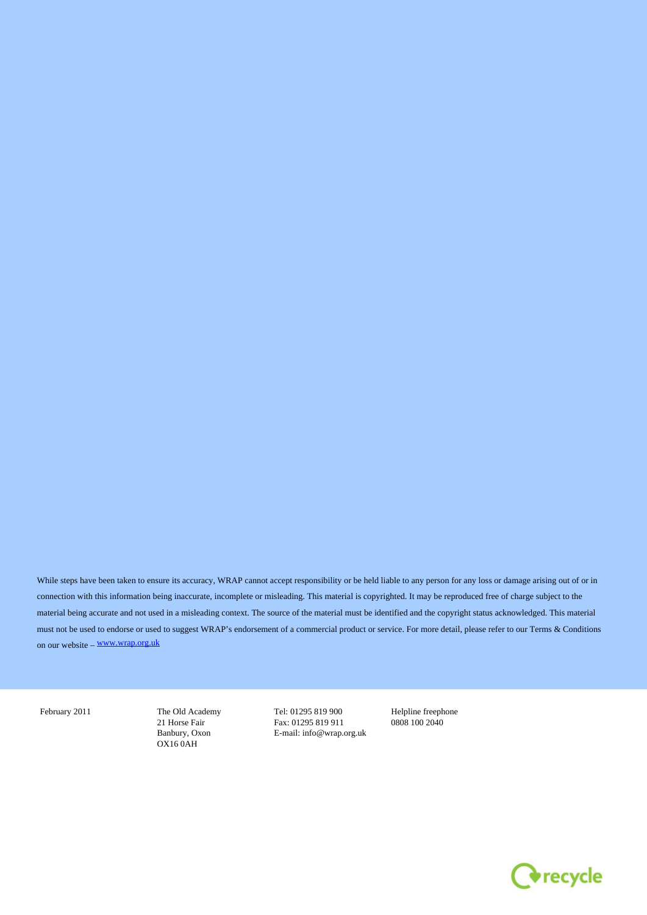While steps have been taken to ensure its accuracy, WRAP cannot accept responsibility or be held liable to any person for any loss or damage arising out of or in connection with this information being inaccurate, incomplete or misleading. This material is copyrighted. It may be reproduced free of charge subject to the material being accurate and not used in a misleading context. The source of the material must be identified and the copyright status acknowledged. This material must not be used to endorse or used to suggest WRAP's endorsement of a commercial product or service. For more detail, please refer to our Terms & Conditions on our website – www.wrap.org.uk

February 2011

The Old Academy
21 Horse Fair
Banbury, Oxon
OX16 0AH

Tel: 01295 819 900
Fax: 01295 819 911
E-mail: info@wrap.org.uk

Helpline freephone
0808 100 2040

recycle